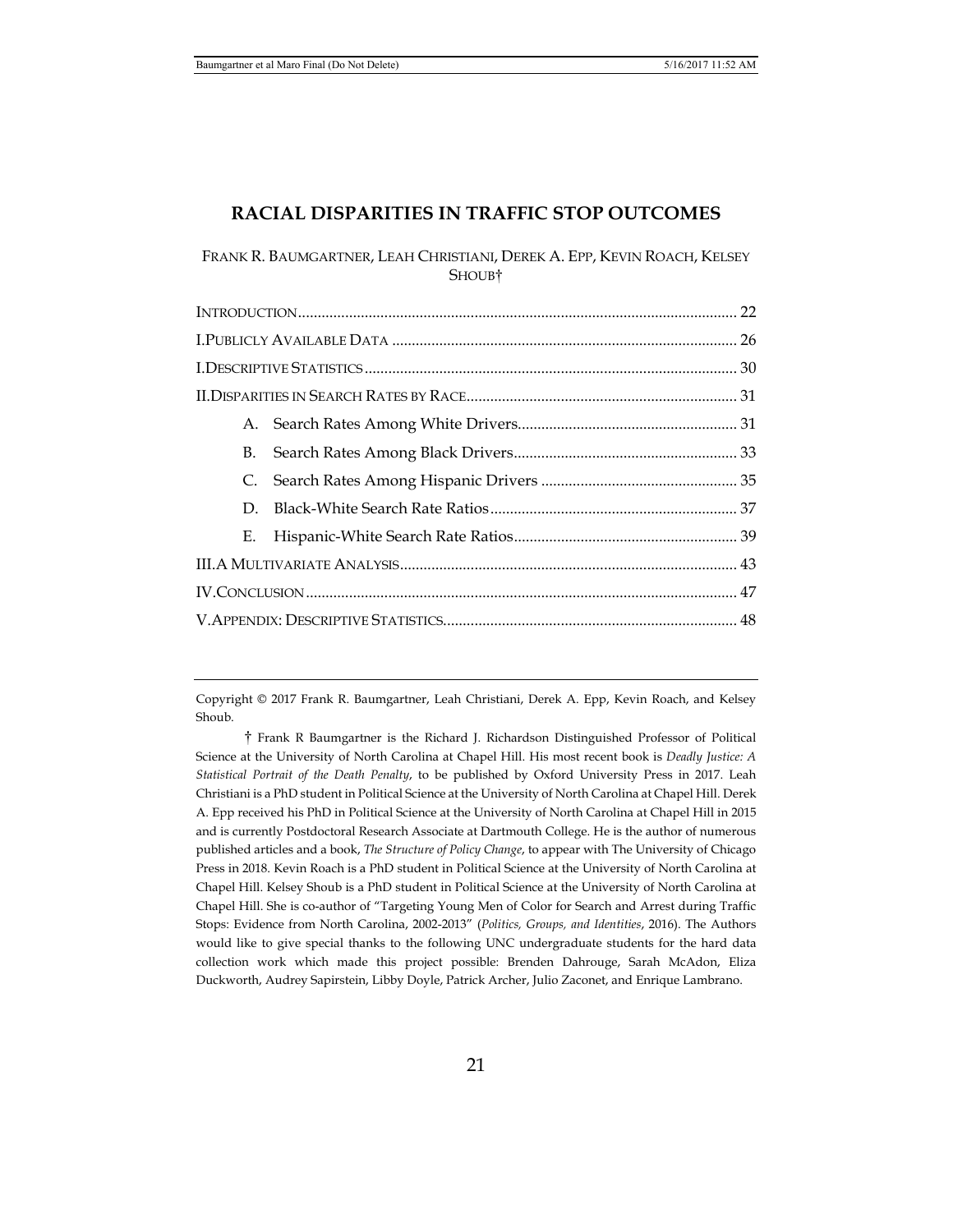# RACIAL DISPARITIES IN TRAFFIC STOP OUTCOMES

FRANK R. BAUMGARTNER, LEAH CHRISTIANI, DEREK A. EPP, KEVIN ROACH, KELSEY SHOUB†

INTRODUCTION .............................................................................................. 22
I.PUBLICLY AVAILABLE DATA ....................................................................... 26
I.DESCRIPTIVE STATISTICS .............................................................................. 30
II.DISPARITIES IN SEARCH RATES BY RACE .................................................... 31
- A. Search Rates Among White Drivers ....................................................... 31
- B. Search Rates Among Black Drivers ........................................................ 33
- C. Search Rates Among Hispanic Drivers ................................................. 35
- D. Black-White Search Rate Ratios .............................................................. 37
- E. Hispanic-White Search Rate Ratios ........................................................ 39

III.A MULTIVARIATE ANALYSIS ..................................................................... 43
IV.CONCLUSION ............................................................................................. 47
V.APPENDIX: DESCRIPTIVE STATISTICS .......................................................... 48

---

Copyright © 2017 Frank R. Baumgartner, Leah Christiani, Derek A. Epp, Kevin Roach, and Kelsey Shoub.

† Frank R Baumgartner is the Richard J. Richardson Distinguished Professor of Political Science at the University of North Carolina at Chapel Hill. His most recent book is *Deadly Justice: A Statistical Portrait of the Death Penalty*, to be published by Oxford University Press in 2017. Leah Christiani is a PhD student in Political Science at the University of North Carolina at Chapel Hill. Derek A. Epp received his PhD in Political Science at the University of North Carolina at Chapel Hill in 2015 and is currently Postdoctoral Research Associate at Dartmouth College. He is the author of numerous published articles and a book, *The Structure of Policy Change*, to appear with The University of Chicago Press in 2018. Kevin Roach is a PhD student in Political Science at the University of North Carolina at Chapel Hill. Kelsey Shoub is a PhD student in Political Science at the University of North Carolina at Chapel Hill. She is co-author of "Targeting Young Men of Color for Search and Arrest during Traffic Stops: Evidence from North Carolina, 2002-2013" (*Politics, Groups, and Identities*, 2016). The Authors would like to give special thanks to the following UNC undergraduate students for the hard data collection work which made this project possible: Brenden Dahrouge, Sarah McAdon, Eliza Duckworth, Audrey Sapirstein, Libby Doyle, Patrick Archer, Julio Zaconet, and Enrique Lambrano.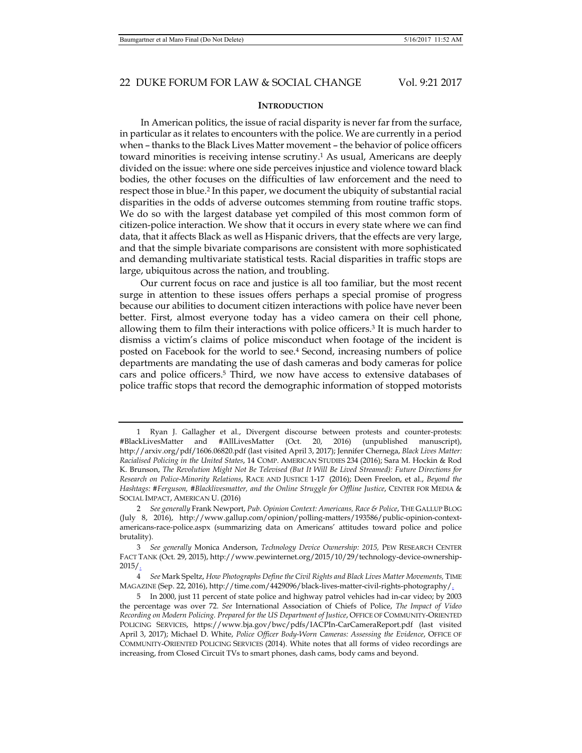## INTRODUCTION

In American politics, the issue of racial disparity is never far from the surface, in particular as it relates to encounters with the police. We are currently in a period when – thanks to the Black Lives Matter movement – the behavior of police officers toward minorities is receiving intense scrutiny.[1] As usual, Americans are deeply divided on the issue: where one side perceives injustice and violence toward black bodies, the other focuses on the difficulties of law enforcement and the need to respect those in blue.[2] In this paper, we document the ubiquity of substantial racial disparities in the odds of adverse outcomes stemming from routine traffic stops. We do so with the largest database yet compiled of this most common form of citizen-police interaction. We show that it occurs in every state where we can find data, that it affects Black as well as Hispanic drivers, that the effects are very large, and that the simple bivariate comparisons are consistent with more sophisticated and demanding multivariate statistical tests. Racial disparities in traffic stops are large, ubiquitous across the nation, and troubling.

Our current focus on race and justice is all too familiar, but the most recent surge in attention to these issues offers perhaps a special promise of progress because our abilities to document citizen interactions with police have never been better. First, almost everyone today has a video camera on their cell phone, allowing them to film their interactions with police officers.[3] It is much harder to dismiss a victim's claims of police misconduct when footage of the incident is posted on Facebook for the world to see.[4] Second, increasing numbers of police departments are mandating the use of dash cameras and body cameras for police cars and police officers.[5] Third, we now have access to extensive databases of police traffic stops that record the demographic information of stopped motorists

---

1 Ryan J. Gallagher et al., Divergent discourse between protests and counter-protests: #BlackLivesMatter and #AllLivesMatter (Oct. 20, 2016) (unpublished manuscript), http://arxiv.org/pdf/1606.06820.pdf (last visited April 3, 2017); Jennifer Chernega, *Black Lives Matter: Racialised Policing in the United States*, 14 COMP. AMERICAN STUDIES 234 (2016); Sara M. Hockin & Rod K. Brunson, *The Revolution Might Not Be Televised (But It Will Be Lived Streamed): Future Directions for Research on Police-Minority Relations*, RACE AND JUSTICE 1-17 (2016); Deen Freelon, et al., *Beyond the Hashtags: #Ferguson, #Blacklivesmatter, and the Online Struggle for Offline Justice*, CENTER FOR MEDIA & SOCIAL IMPACT, AMERICAN U. (2016)

2 *See generally* Frank Newport, *Pub. Opinion Context: Americans, Race & Police*, THE GALLUP BLOG (July 8, 2016), http://www.gallup.com/opinion/polling-matters/193586/public-opinion-context-americans-race-police.aspx (summarizing data on Americans' attitudes toward police and police brutality).

3 *See generally* Monica Anderson, *Technology Device Ownership: 2015,* PEW RESEARCH CENTER FACT TANK (Oct. 29, 2015), http://www.pewinternet.org/2015/10/29/technology-device-ownership-2015/.

4 *See* Mark Speltz, *How Photographs Define the Civil Rights and Black Lives Matter Movements,* TIME MAGAZINE (Sep. 22, 2016), http://time.com/4429096/black-lives-matter-civil-rights-photography/.

5 In 2000, just 11 percent of state police and highway patrol vehicles had in-car video; by 2003 the percentage was over 72. *See* International Association of Chiefs of Police, *The Impact of Video Recording on Modern Policing. Prepared for the US Department of Justice*, OFFICE OF COMMUNITY-ORIENTED POLICING SERVICES, https://www.bja.gov/bwc/pdfs/IACPIn-CarCameraReport.pdf (last visited April 3, 2017); Michael D. White, *Police Officer Body-Worn Cameras: Assessing the Evidence*, OFFICE OF COMMUNITY-ORIENTED POLICING SERVICES (2014). White notes that all forms of video recordings are increasing, from Closed Circuit TVs to smart phones, dash cams, body cams and beyond.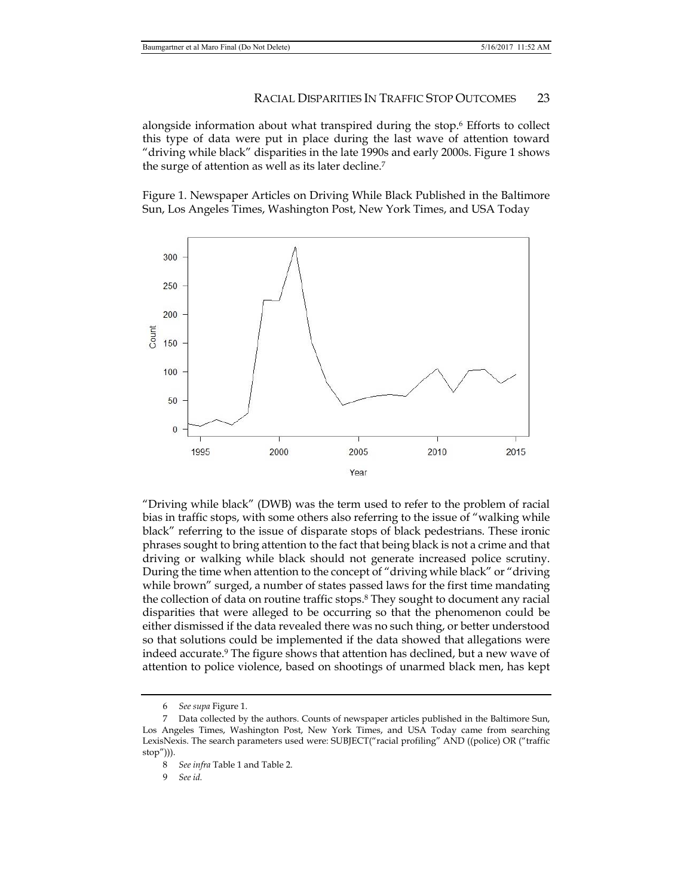alongside information about what transpired during the stop.[6] Efforts to collect this type of data were put in place during the last wave of attention toward "driving while black" disparities in the late 1990s and early 2000s. Figure 1 shows the surge of attention as well as its later decline.[7]

Figure 1. Newspaper Articles on Driving While Black Published in the Baltimore Sun, Los Angeles Times, Washington Post, New York Times, and USA Today

"Driving while black" (DWB) was the term used to refer to the problem of racial bias in traffic stops, with some others also referring to the issue of "walking while black" referring to the issue of disparate stops of black pedestrians. These ironic phrases sought to bring attention to the fact that being black is not a crime and that driving or walking while black should not generate increased police scrutiny. During the time when attention to the concept of "driving while black" or "driving while brown" surged, a number of states passed laws for the first time mandating the collection of data on routine traffic stops.[8] They sought to document any racial disparities that were alleged to be occurring so that the phenomenon could be either dismissed if the data revealed there was no such thing, or better understood so that solutions could be implemented if the data showed that allegations were indeed accurate.[9] The figure shows that attention has declined, but a new wave of attention to police violence, based on shootings of unarmed black men, has kept

---

6 *See supa* Figure 1.

7 Data collected by the authors. Counts of newspaper articles published in the Baltimore Sun, Los Angeles Times, Washington Post, New York Times, and USA Today came from searching LexisNexis. The search parameters used were: SUBJECT("racial profiling" AND ((police) OR ("traffic stop"))).

8 *See infra* Table 1 and Table 2.

9 *See id.*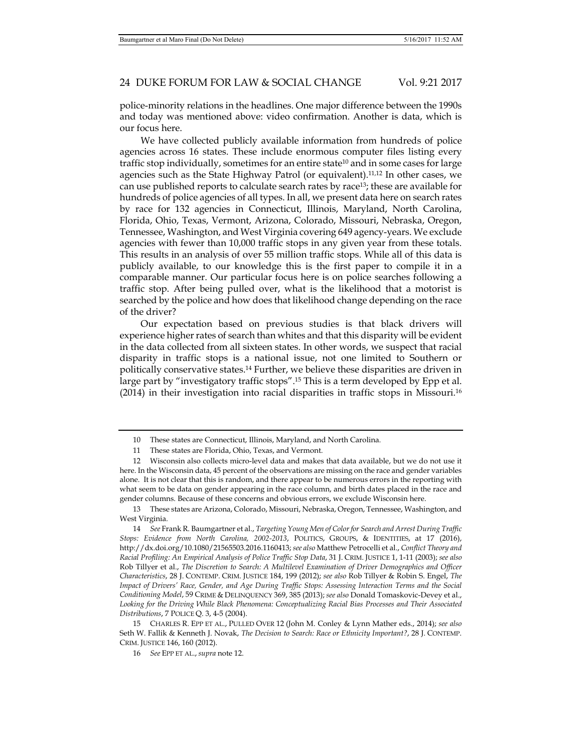police-minority relations in the headlines. One major difference between the 1990s and today was mentioned above: video confirmation. Another is data, which is our focus here.

We have collected publicly available information from hundreds of police agencies across 16 states. These include enormous computer files listing every traffic stop individually, sometimes for an entire state[10] and in some cases for large agencies such as the State Highway Patrol (or equivalent).[11,12] In other cases, we can use published reports to calculate search rates by race[13]; these are available for hundreds of police agencies of all types. In all, we present data here on search rates by race for 132 agencies in Connecticut, Illinois, Maryland, North Carolina, Florida, Ohio, Texas, Vermont, Arizona, Colorado, Missouri, Nebraska, Oregon, Tennessee, Washington, and West Virginia covering 649 agency-years. We exclude agencies with fewer than 10,000 traffic stops in any given year from these totals. This results in an analysis of over 55 million traffic stops. While all of this data is publicly available, to our knowledge this is the first paper to compile it in a comparable manner. Our particular focus here is on police searches following a traffic stop. After being pulled over, what is the likelihood that a motorist is searched by the police and how does that likelihood change depending on the race of the driver?

Our expectation based on previous studies is that black drivers will experience higher rates of search than whites and that this disparity will be evident in the data collected from all sixteen states. In other words, we suspect that racial disparity in traffic stops is a national issue, not one limited to Southern or politically conservative states.[14] Further, we believe these disparities are driven in large part by "investigatory traffic stops".[15] This is a term developed by Epp et al. (2014) in their investigation into racial disparities in traffic stops in Missouri.[16]

---

10 These states are Connecticut, Illinois, Maryland, and North Carolina.

11 These states are Florida, Ohio, Texas, and Vermont.

12 Wisconsin also collects micro-level data and makes that data available, but we do not use it here. In the Wisconsin data, 45 percent of the observations are missing on the race and gender variables alone. It is not clear that this is random, and there appear to be numerous errors in the reporting with what seem to be data on gender appearing in the race column, and birth dates placed in the race and gender columns. Because of these concerns and obvious errors, we exclude Wisconsin here.

13 These states are Arizona, Colorado, Missouri, Nebraska, Oregon, Tennessee, Washington, and West Virginia.

14 *See* Frank R. Baumgartner et al., *Targeting Young Men of Color for Search and Arrest During Traffic Stops: Evidence from North Carolina, 2002-2013*, POLITICS, GROUPS, & IDENTITIES, at 17 (2016), http://dx.doi.org/10.1080/21565503.2016.1160413; *see also* Matthew Petrocelli et al., *Conflict Theory and Racial Profiling: An Empirical Analysis of Police Traffic Stop Data*, 31 J. CRIM. JUSTICE 1, 1-11 (2003); *see also* Rob Tillyer et al., *The Discretion to Search: A Multilevel Examination of Driver Demographics and Officer Characteristics*, 28 J. CONTEMP. CRIM. JUSTICE 184, 199 (2012); *see also* Rob Tillyer & Robin S. Engel, *The Impact of Drivers' Race, Gender, and Age During Traffic Stops: Assessing Interaction Terms and the Social Conditioning Model*, 59 CRIME & DELINQUENCY 369, 385 (2013); *see also* Donald Tomaskovic-Devey et al., *Looking for the Driving While Black Phenomena: Conceptualizing Racial Bias Processes and Their Associated Distributions*, 7 POLICE Q. 3, 4-5 (2004).

15 CHARLES R. EPP ET AL., PULLED OVER 12 (John M. Conley & Lynn Mather eds., 2014); *see also* Seth W. Fallik & Kenneth J. Novak, *The Decision to Search: Race or Ethnicity Important?*, 28 J. CONTEMP. CRIM. JUSTICE 146, 160 (2012).

16 *See* EPP ET AL., *supra* note 12.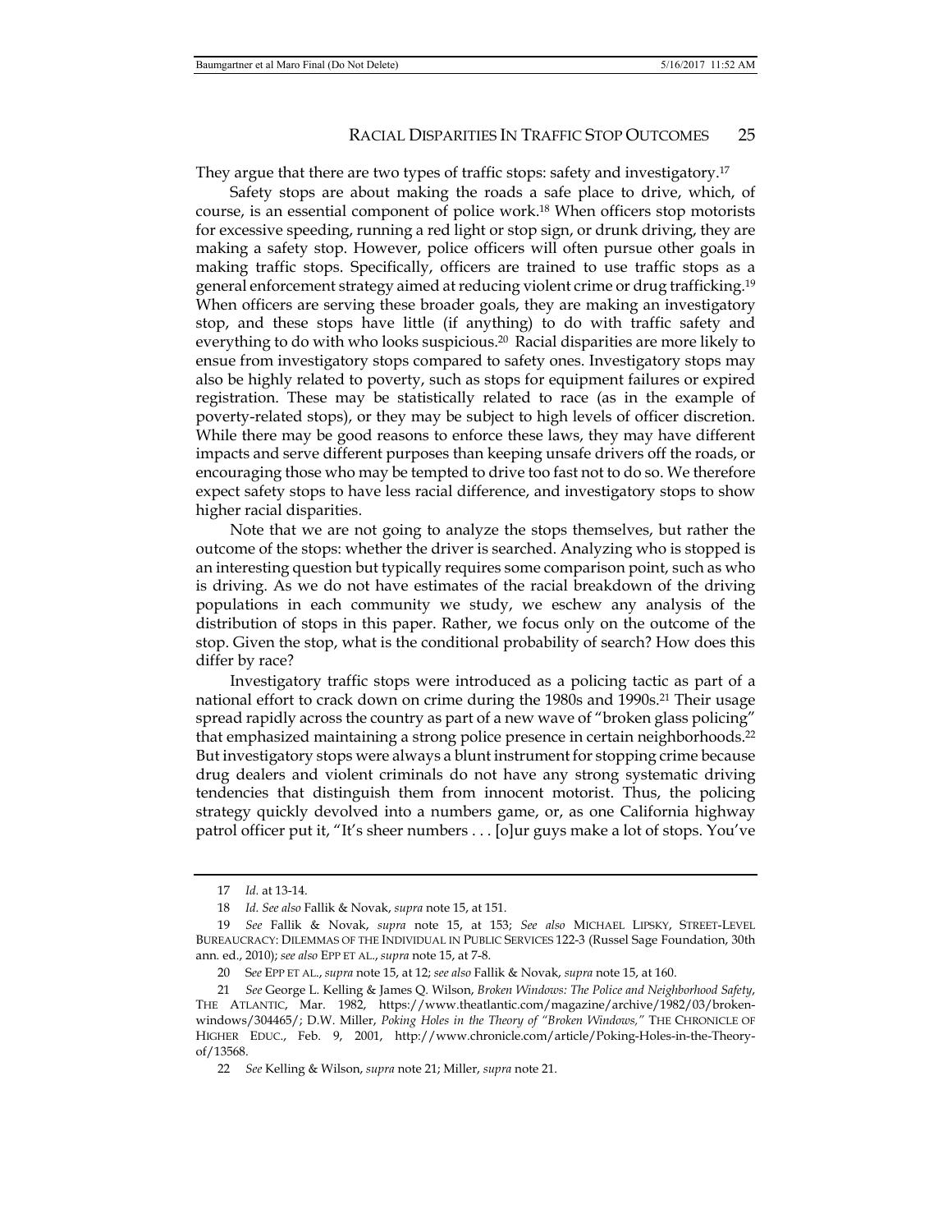They argue that there are two types of traffic stops: safety and investigatory.[17]

Safety stops are about making the roads a safe place to drive, which, of course, is an essential component of police work.[18] When officers stop motorists for excessive speeding, running a red light or stop sign, or drunk driving, they are making a safety stop. However, police officers will often pursue other goals in making traffic stops. Specifically, officers are trained to use traffic stops as a general enforcement strategy aimed at reducing violent crime or drug trafficking.[19] When officers are serving these broader goals, they are making an investigatory stop, and these stops have little (if anything) to do with traffic safety and everything to do with who looks suspicious.[20] Racial disparities are more likely to ensue from investigatory stops compared to safety ones. Investigatory stops may also be highly related to poverty, such as stops for equipment failures or expired registration. These may be statistically related to race (as in the example of poverty-related stops), or they may be subject to high levels of officer discretion. While there may be good reasons to enforce these laws, they may have different impacts and serve different purposes than keeping unsafe drivers off the roads, or encouraging those who may be tempted to drive too fast not to do so. We therefore expect safety stops to have less racial difference, and investigatory stops to show higher racial disparities.

Note that we are not going to analyze the stops themselves, but rather the outcome of the stops: whether the driver is searched. Analyzing who is stopped is an interesting question but typically requires some comparison point, such as who is driving. As we do not have estimates of the racial breakdown of the driving populations in each community we study, we eschew any analysis of the distribution of stops in this paper. Rather, we focus only on the outcome of the stop. Given the stop, what is the conditional probability of search? How does this differ by race?

Investigatory traffic stops were introduced as a policing tactic as part of a national effort to crack down on crime during the 1980s and 1990s.[21] Their usage spread rapidly across the country as part of a new wave of "broken glass policing" that emphasized maintaining a strong police presence in certain neighborhoods.[22] But investigatory stops were always a blunt instrument for stopping crime because drug dealers and violent criminals do not have any strong systematic driving tendencies that distinguish them from innocent motorist. Thus, the policing strategy quickly devolved into a numbers game, or, as one California highway patrol officer put it, "It's sheer numbers . . . [o]ur guys make a lot of stops. You've

---

17 *Id.* at 13-14.

18 *Id. See also* Fallik & Novak, *supra* note 15, at 151.

19 *See* Fallik & Novak, *supra* note 15, at 153; *See also* MICHAEL LIPSKY, STREET-LEVEL BUREAUCRACY: DILEMMAS OF THE INDIVIDUAL IN PUBLIC SERVICES 122-3 (Russel Sage Foundation, 30th ann. ed., 2010); *see also* EPP ET AL., *supra* note 15, at 7-8.

20 S*ee* EPP ET AL., *supra* note 15, at 12; *see also* Fallik & Novak, *supra* note 15, at 160.

21 *See* George L. Kelling & James Q. Wilson, *Broken Windows: The Police and Neighborhood Safety*, THE ATLANTIC, Mar. 1982, https://www.theatlantic.com/magazine/archive/1982/03/broken-windows/304465/; D.W. Miller, *Poking Holes in the Theory of "Broken Windows,"* THE CHRONICLE OF HIGHER EDUC., Feb. 9, 2001, http://www.chronicle.com/article/Poking-Holes-in-the-Theory-of/13568.

22 *See* Kelling & Wilson, *supra* note 21; Miller, *supra* note 21.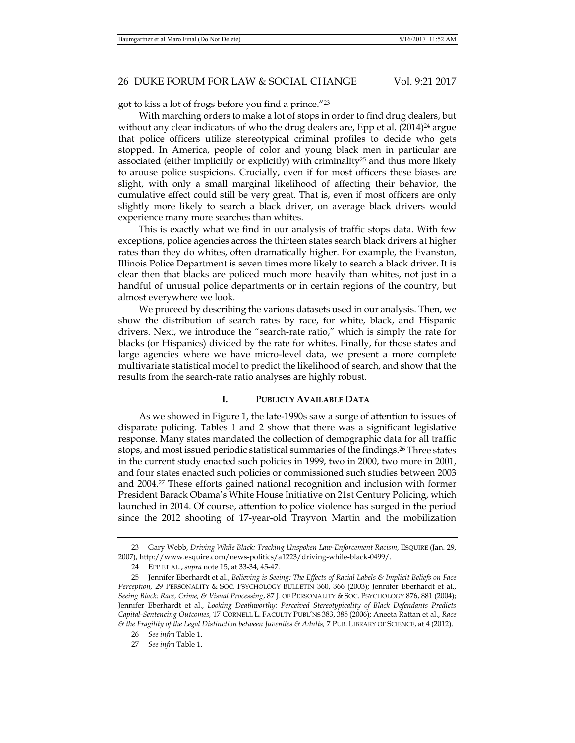got to kiss a lot of frogs before you find a prince."[23]

With marching orders to make a lot of stops in order to find drug dealers, but without any clear indicators of who the drug dealers are, Epp et al. (2014)[24] argue that police officers utilize stereotypical criminal profiles to decide who gets stopped. In America, people of color and young black men in particular are associated (either implicitly or explicitly) with criminality[25] and thus more likely to arouse police suspicions. Crucially, even if for most officers these biases are slight, with only a small marginal likelihood of affecting their behavior, the cumulative effect could still be very great. That is, even if most officers are only slightly more likely to search a black driver, on average black drivers would experience many more searches than whites.

This is exactly what we find in our analysis of traffic stops data. With few exceptions, police agencies across the thirteen states search black drivers at higher rates than they do whites, often dramatically higher. For example, the Evanston, Illinois Police Department is seven times more likely to search a black driver. It is clear then that blacks are policed much more heavily than whites, not just in a handful of unusual police departments or in certain regions of the country, but almost everywhere we look.

We proceed by describing the various datasets used in our analysis. Then, we show the distribution of search rates by race, for white, black, and Hispanic drivers. Next, we introduce the "search-rate ratio," which is simply the rate for blacks (or Hispanics) divided by the rate for whites. Finally, for those states and large agencies where we have micro-level data, we present a more complete multivariate statistical model to predict the likelihood of search, and show that the results from the search-rate ratio analyses are highly robust.

## I. PUBLICLY AVAILABLE DATA

As we showed in Figure 1, the late-1990s saw a surge of attention to issues of disparate policing. Tables 1 and 2 show that there was a significant legislative response. Many states mandated the collection of demographic data for all traffic stops, and most issued periodic statistical summaries of the findings.[26] Three states in the current study enacted such policies in 1999, two in 2000, two more in 2001, and four states enacted such policies or commissioned such studies between 2003 and 2004.[27] These efforts gained national recognition and inclusion with former President Barack Obama's White House Initiative on 21st Century Policing, which launched in 2014. Of course, attention to police violence has surged in the period since the 2012 shooting of 17-year-old Trayvon Martin and the mobilization

---

23 Gary Webb, *Driving While Black: Tracking Unspoken Law-Enforcement Racism*, ESQUIRE (Jan. 29, 2007), http://www.esquire.com/news-politics/a1223/driving-while-black-0499/.

24 EPP ET AL., *supra* note 15, at 33-34, 45-47.

25 Jennifer Eberhardt et al., *Believing is Seeing: The Effects of Racial Labels & Implicit Beliefs on Face Perception,* 29 PERSONALITY & SOC. PSYCHOLOGY BULLETIN 360, 366 (2003); Jennifer Eberhardt et al., *Seeing Black: Race, Crime, & Visual Processing*, 87 J. OF PERSONALITY & SOC. PSYCHOLOGY 876, 881 (2004); Jennifer Eberhardt et al., *Looking Deathworthy: Perceived Stereotypicality of Black Defendants Predicts Capital-Sentencing Outcomes,* 17 CORNELL L. FACULTY PUBL'NS 383, 385 (2006); Aneeta Rattan et al., *Race & the Fragility of the Legal Distinction between Juveniles & Adults,* 7 PUB. LIBRARY OF SCIENCE, at 4 (2012).

26 *See infra* Table 1.

27 *See infra* Table 1.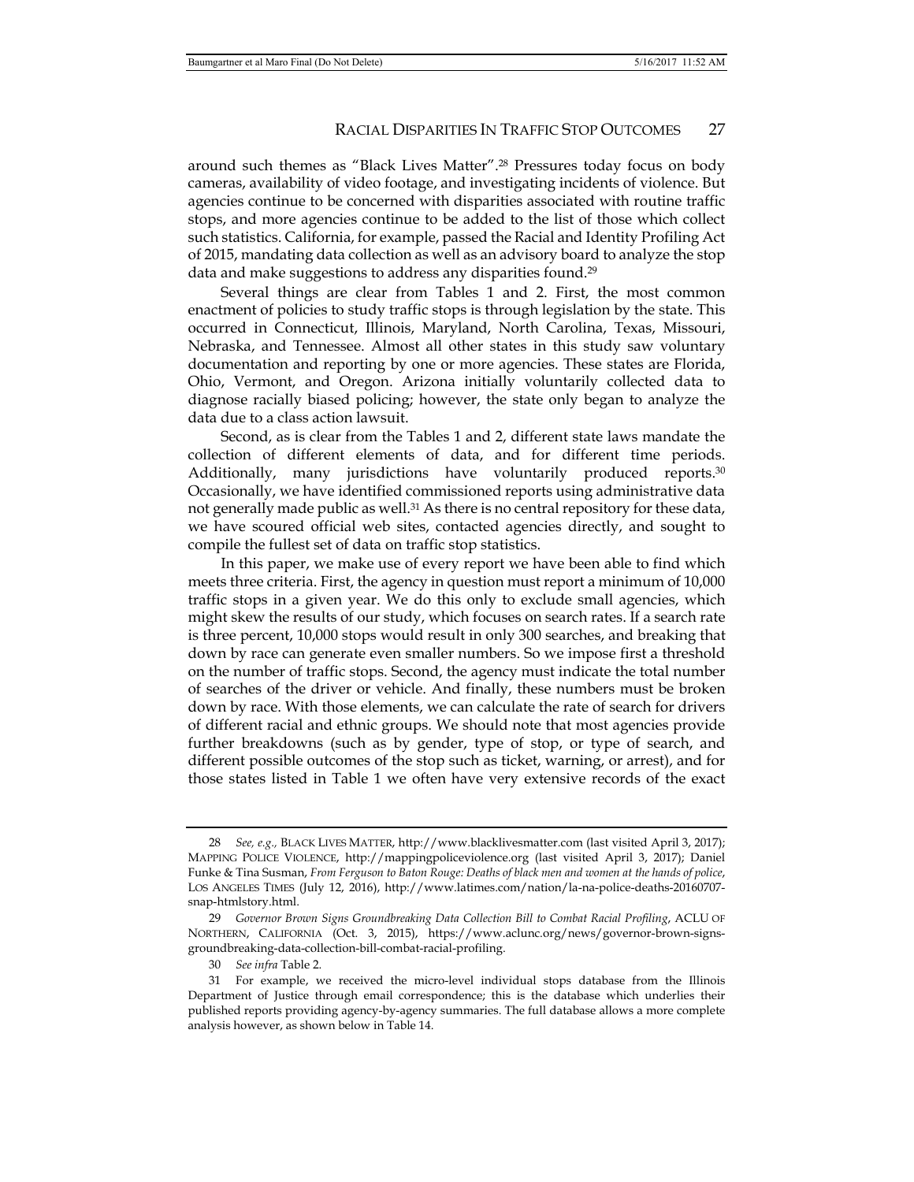around such themes as "Black Lives Matter".[28] Pressures today focus on body cameras, availability of video footage, and investigating incidents of violence. But agencies continue to be concerned with disparities associated with routine traffic stops, and more agencies continue to be added to the list of those which collect such statistics. California, for example, passed the Racial and Identity Profiling Act of 2015, mandating data collection as well as an advisory board to analyze the stop data and make suggestions to address any disparities found.[29]

Several things are clear from Tables 1 and 2. First, the most common enactment of policies to study traffic stops is through legislation by the state. This occurred in Connecticut, Illinois, Maryland, North Carolina, Texas, Missouri, Nebraska, and Tennessee. Almost all other states in this study saw voluntary documentation and reporting by one or more agencies. These states are Florida, Ohio, Vermont, and Oregon. Arizona initially voluntarily collected data to diagnose racially biased policing; however, the state only began to analyze the data due to a class action lawsuit.

Second, as is clear from the Tables 1 and 2, different state laws mandate the collection of different elements of data, and for different time periods. Additionally, many jurisdictions have voluntarily produced reports.[30] Occasionally, we have identified commissioned reports using administrative data not generally made public as well.[31] As there is no central repository for these data, we have scoured official web sites, contacted agencies directly, and sought to compile the fullest set of data on traffic stop statistics.

In this paper, we make use of every report we have been able to find which meets three criteria. First, the agency in question must report a minimum of 10,000 traffic stops in a given year. We do this only to exclude small agencies, which might skew the results of our study, which focuses on search rates. If a search rate is three percent, 10,000 stops would result in only 300 searches, and breaking that down by race can generate even smaller numbers. So we impose first a threshold on the number of traffic stops. Second, the agency must indicate the total number of searches of the driver or vehicle. And finally, these numbers must be broken down by race. With those elements, we can calculate the rate of search for drivers of different racial and ethnic groups. We should note that most agencies provide further breakdowns (such as by gender, type of stop, or type of search, and different possible outcomes of the stop such as ticket, warning, or arrest), and for those states listed in Table 1 we often have very extensive records of the exact

---

28 *See, e.g.*, BLACK LIVES MATTER, http://www.blacklivesmatter.com (last visited April 3, 2017); MAPPING POLICE VIOLENCE, http://mappingpoliceviolence.org (last visited April 3, 2017); Daniel Funke & Tina Susman, *From Ferguson to Baton Rouge: Deaths of black men and women at the hands of police*, LOS ANGELES TIMES (July 12, 2016), http://www.latimes.com/nation/la-na-police-deaths-20160707-snap-htmlstory.html.

29 *Governor Brown Signs Groundbreaking Data Collection Bill to Combat Racial Profiling*, ACLU OF NORTHERN, CALIFORNIA (Oct. 3, 2015), https://www.aclunc.org/news/governor-brown-signs-groundbreaking-data-collection-bill-combat-racial-profiling.

30 *See infra* Table 2.

31 For example, we received the micro-level individual stops database from the Illinois Department of Justice through email correspondence; this is the database which underlies their published reports providing agency-by-agency summaries. The full database allows a more complete analysis however, as shown below in Table 14.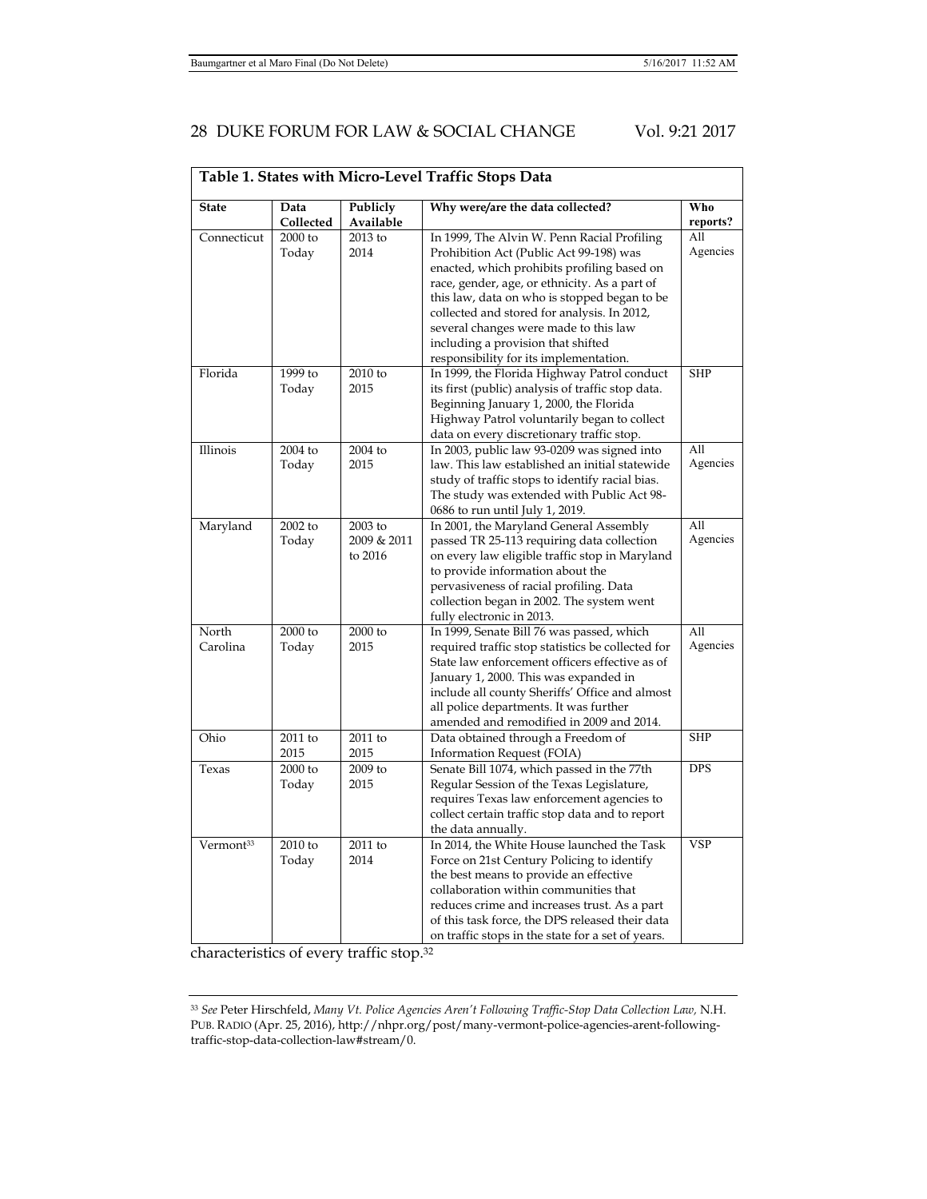**Table 1. States with Micro-Level Traffic Stops Data**

| State | Data Collected | Publicly Available | Why were/are the data collected? | Who reports? |
|---|---|---|---|---|
| Connecticut | 2000 to Today | 2013 to 2014 | In 1999, The Alvin W. Penn Racial Profiling Prohibition Act (Public Act 99-198) was enacted, which prohibits profiling based on race, gender, age, or ethnicity. As a part of this law, data on who is stopped began to be collected and stored for analysis. In 2012, several changes were made to this law including a provision that shifted responsibility for its implementation. | All Agencies |
| Florida | 1999 to Today | 2010 to 2015 | In 1999, the Florida Highway Patrol conduct its first (public) analysis of traffic stop data. Beginning January 1, 2000, the Florida Highway Patrol voluntarily began to collect data on every discretionary traffic stop. | SHP |
| Illinois | 2004 to Today | 2004 to 2015 | In 2003, public law 93-0209 was signed into law. This law established an initial statewide study of traffic stops to identify racial bias. The study was extended with Public Act 98-0686 to run until July 1, 2019. | All Agencies |
| Maryland | 2002 to Today | 2003 to 2009 & 2011 to 2016 | In 2001, the Maryland General Assembly passed TR 25-113 requiring data collection on every law eligible traffic stop in Maryland to provide information about the pervasiveness of racial profiling. Data collection began in 2002. The system went fully electronic in 2013. | All Agencies |
| North Carolina | 2000 to Today | 2000 to 2015 | In 1999, Senate Bill 76 was passed, which required traffic stop statistics be collected for State law enforcement officers effective as of January 1, 2000. This was expanded in include all county Sheriffs' Office and almost all police departments. It was further amended and remodified in 2009 and 2014. | All Agencies |
| Ohio | 2011 to 2015 | 2011 to 2015 | Data obtained through a Freedom of Information Request (FOIA) | SHP |
| Texas | 2000 to Today | 2009 to 2015 | Senate Bill 1074, which passed in the 77th Regular Session of the Texas Legislature, requires Texas law enforcement agencies to collect certain traffic stop data and to report the data annually. | DPS |
| Vermont[33] | 2010 to Today | 2011 to 2014 | In 2014, the White House launched the Task Force on 21st Century Policing to identify the best means to provide an effective collaboration within communities that reduces crime and increases trust. As a part of this task force, the DPS released their data on traffic stops in the state for a set of years. | VSP |

characteristics of every traffic stop.[32]

---

[33] *See* Peter Hirschfeld, *Many Vt. Police Agencies Aren't Following Traffic-Stop Data Collection Law*, N.H. PUB. RADIO (Apr. 25, 2016), http://nhpr.org/post/many-vermont-police-agencies-arent-following-traffic-stop-data-collection-law#stream/0.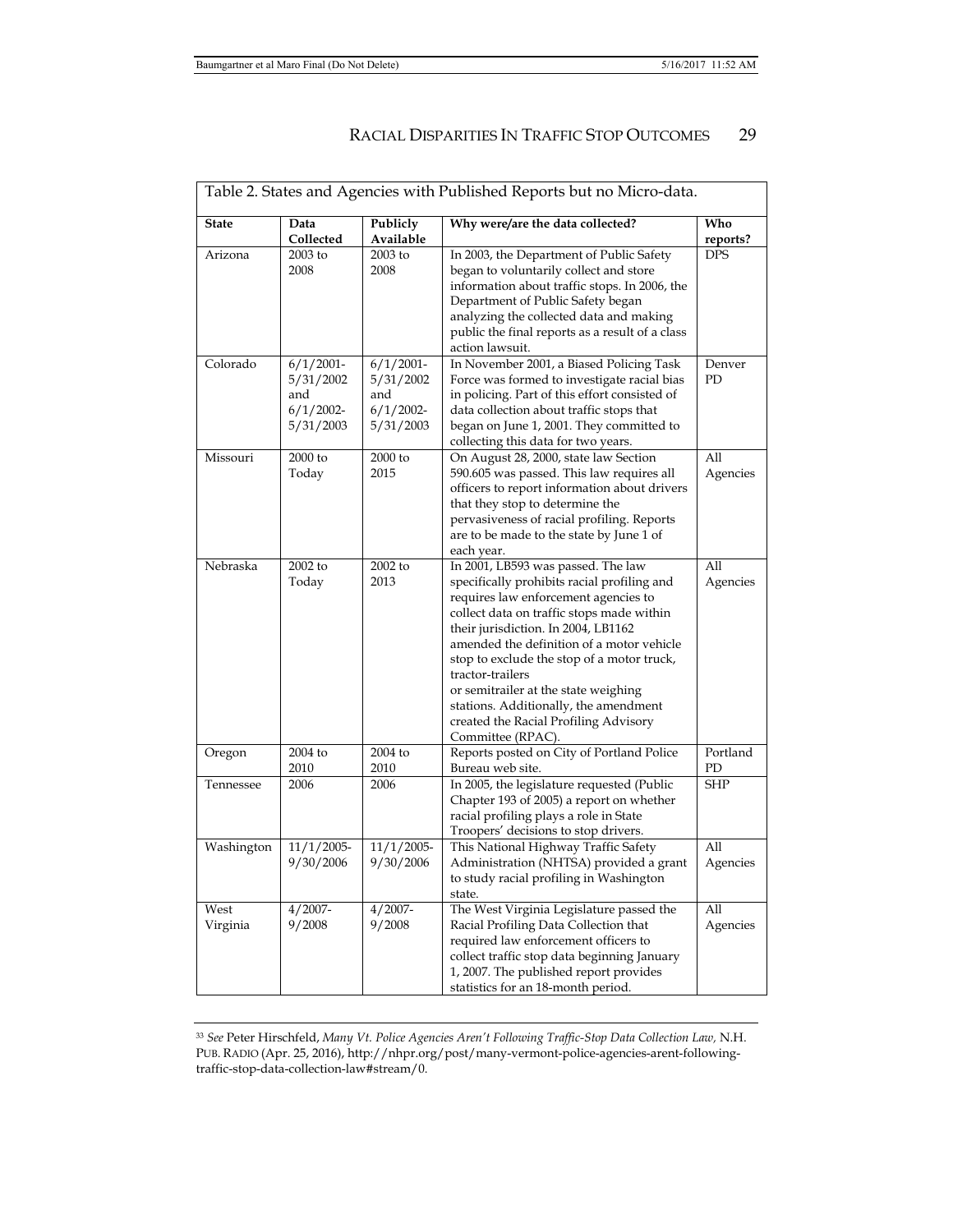Table 2. States and Agencies with Published Reports but no Micro-data.

| State | Data Collected | Publicly Available | Why were/are the data collected? | Who reports? |
|---|---|---|---|---|
| Arizona | 2003 to 2008 | 2003 to 2008 | In 2003, the Department of Public Safety began to voluntarily collect and store information about traffic stops. In 2006, the Department of Public Safety began analyzing the collected data and making public the final reports as a result of a class action lawsuit. | DPS |
| Colorado | 6/1/2001-5/31/2002 and 6/1/2002-5/31/2003 | 6/1/2001-5/31/2002 and 6/1/2002-5/31/2003 | In November 2001, a Biased Policing Task Force was formed to investigate racial bias in policing. Part of this effort consisted of data collection about traffic stops that began on June 1, 2001. They committed to collecting this data for two years. | Denver PD |
| Missouri | 2000 to Today | 2000 to 2015 | On August 28, 2000, state law Section 590.605 was passed. This law requires all officers to report information about drivers that they stop to determine the pervasiveness of racial profiling. Reports are to be made to the state by June 1 of each year. | All Agencies |
| Nebraska | 2002 to Today | 2002 to 2013 | In 2001, LB593 was passed. The law specifically prohibits racial profiling and requires law enforcement agencies to collect data on traffic stops made within their jurisdiction. In 2004, LB1162 amended the definition of a motor vehicle stop to exclude the stop of a motor truck, tractor-trailers or semitrailer at the state weighing stations. Additionally, the amendment created the Racial Profiling Advisory Committee (RPAC). | All Agencies |
| Oregon | 2004 to 2010 | 2004 to 2010 | Reports posted on City of Portland Police Bureau web site. | Portland PD |
| Tennessee | 2006 | 2006 | In 2005, the legislature requested (Public Chapter 193 of 2005) a report on whether racial profiling plays a role in State Troopers' decisions to stop drivers. | SHP |
| Washington | 11/1/2005-9/30/2006 | 11/1/2005-9/30/2006 | This National Highway Traffic Safety Administration (NHTSA) provided a grant to study racial profiling in Washington state. | All Agencies |
| West Virginia | 4/2007-9/2008 | 4/2007-9/2008 | The West Virginia Legislature passed the Racial Profiling Data Collection that required law enforcement officers to collect traffic stop data beginning January 1, 2007. The published report provides statistics for an 18-month period. | All Agencies |

[33] *See* Peter Hirschfeld, *Many Vt. Police Agencies Aren't Following Traffic-Stop Data Collection Law*, N.H. PUB. RADIO (Apr. 25, 2016), http://nhpr.org/post/many-vermont-police-agencies-arent-following-traffic-stop-data-collection-law#stream/0.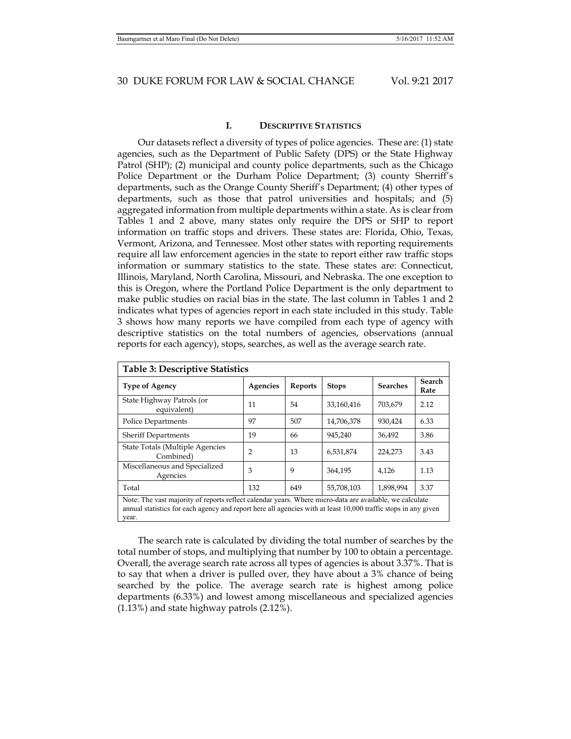## I. DESCRIPTIVE STATISTICS

Our datasets reflect a diversity of types of police agencies. These are: (1) state agencies, such as the Department of Public Safety (DPS) or the State Highway Patrol (SHP); (2) municipal and county police departments, such as the Chicago Police Department or the Durham Police Department; (3) county Sherriff's departments, such as the Orange County Sheriff's Department; (4) other types of departments, such as those that patrol universities and hospitals; and (5) aggregated information from multiple departments within a state. As is clear from Tables 1 and 2 above, many states only require the DPS or SHP to report information on traffic stops and drivers. These states are: Florida, Ohio, Texas, Vermont, Arizona, and Tennessee. Most other states with reporting requirements require all law enforcement agencies in the state to report either raw traffic stops information or summary statistics to the state. These states are: Connecticut, Illinois, Maryland, North Carolina, Missouri, and Nebraska. The one exception to this is Oregon, where the Portland Police Department is the only department to make public studies on racial bias in the state. The last column in Tables 1 and 2 indicates what types of agencies report in each state included in this study. Table 3 shows how many reports we have compiled from each type of agency with descriptive statistics on the total numbers of agencies, observations (annual reports for each agency), stops, searches, as well as the average search rate.

**Table 3: Descriptive Statistics**

| Type of Agency | Agencies | Reports | Stops | Searches | Search Rate |
|---|---|---|---|---|---|
| State Highway Patrols (or equivalent) | 11 | 54 | 33,160,416 | 703,679 | 2.12 |
| Police Departments | 97 | 507 | 14,706,378 | 930,424 | 6.33 |
| Sheriff Departments | 19 | 66 | 945,240 | 36,492 | 3.86 |
| State Totals (Multiple Agencies Combined) | 2 | 13 | 6,531,874 | 224,273 | 3.43 |
| Miscellaneous and Specialized Agencies | 3 | 9 | 364,195 | 4,126 | 1.13 |
| Total | 132 | 649 | 55,708,103 | 1,898,994 | 3.37 |

Note: The vast majority of reports reflect calendar years. Where micro-data are available, we calculate annual statistics for each agency and report here all agencies with at least 10,000 traffic stops in any given year.

The search rate is calculated by dividing the total number of searches by the total number of stops, and multiplying that number by 100 to obtain a percentage. Overall, the average search rate across all types of agencies is about 3.37%. That is to say that when a driver is pulled over, they have about a 3% chance of being searched by the police. The average search rate is highest among police departments (6.33%) and lowest among miscellaneous and specialized agencies (1.13%) and state highway patrols (2.12%).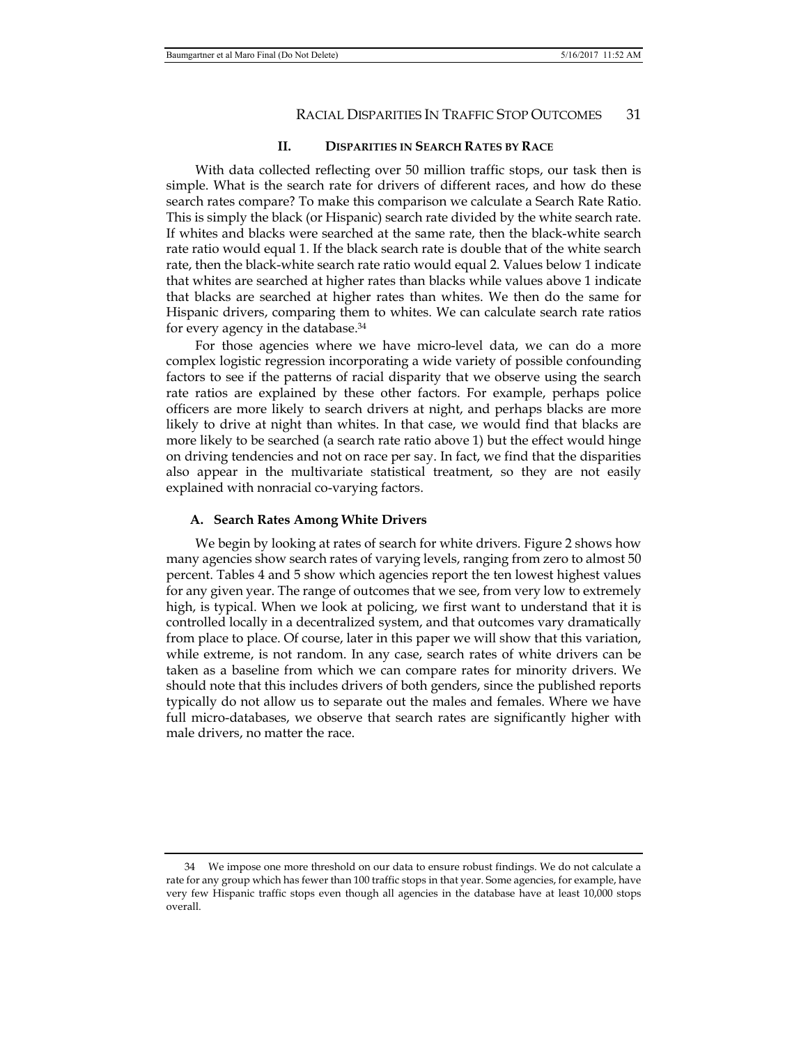## II. DISPARITIES IN SEARCH RATES BY RACE

With data collected reflecting over 50 million traffic stops, our task then is simple. What is the search rate for drivers of different races, and how do these search rates compare? To make this comparison we calculate a Search Rate Ratio. This is simply the black (or Hispanic) search rate divided by the white search rate. If whites and blacks were searched at the same rate, then the black-white search rate ratio would equal 1. If the black search rate is double that of the white search rate, then the black-white search rate ratio would equal 2. Values below 1 indicate that whites are searched at higher rates than blacks while values above 1 indicate that blacks are searched at higher rates than whites. We then do the same for Hispanic drivers, comparing them to whites. We can calculate search rate ratios for every agency in the database.[34]

For those agencies where we have micro-level data, we can do a more complex logistic regression incorporating a wide variety of possible confounding factors to see if the patterns of racial disparity that we observe using the search rate ratios are explained by these other factors. For example, perhaps police officers are more likely to search drivers at night, and perhaps blacks are more likely to drive at night than whites. In that case, we would find that blacks are more likely to be searched (a search rate ratio above 1) but the effect would hinge on driving tendencies and not on race per say. In fact, we find that the disparities also appear in the multivariate statistical treatment, so they are not easily explained with nonracial co-varying factors.

### A. Search Rates Among White Drivers

We begin by looking at rates of search for white drivers. Figure 2 shows how many agencies show search rates of varying levels, ranging from zero to almost 50 percent. Tables 4 and 5 show which agencies report the ten lowest highest values for any given year. The range of outcomes that we see, from very low to extremely high, is typical. When we look at policing, we first want to understand that it is controlled locally in a decentralized system, and that outcomes vary dramatically from place to place. Of course, later in this paper we will show that this variation, while extreme, is not random. In any case, search rates of white drivers can be taken as a baseline from which we can compare rates for minority drivers. We should note that this includes drivers of both genders, since the published reports typically do not allow us to separate out the males and females. Where we have full micro-databases, we observe that search rates are significantly higher with male drivers, no matter the race.

---

34 We impose one more threshold on our data to ensure robust findings. We do not calculate a rate for any group which has fewer than 100 traffic stops in that year. Some agencies, for example, have very few Hispanic traffic stops even though all agencies in the database have at least 10,000 stops overall.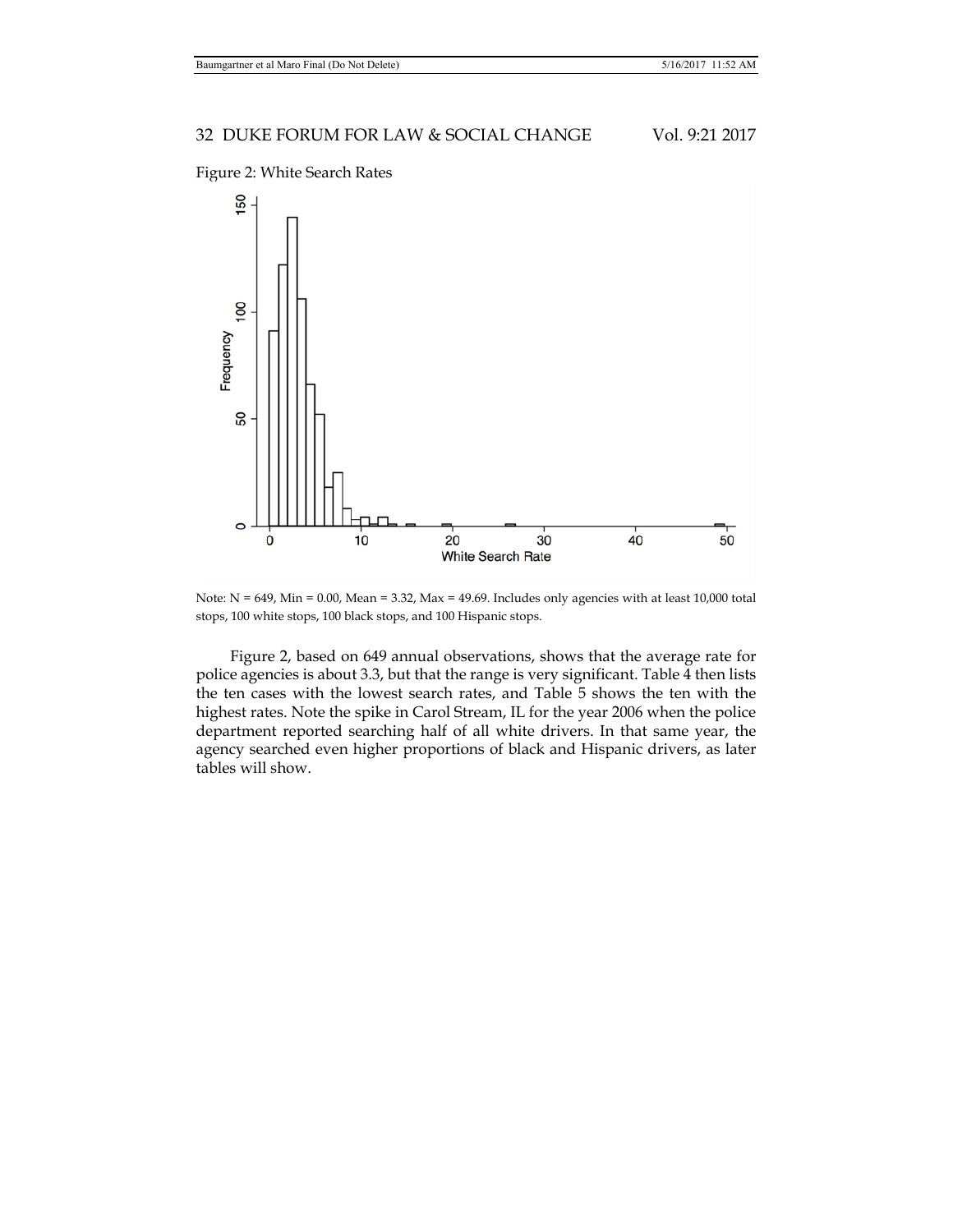Figure 2: White Search Rates

Note: N = 649, Min = 0.00, Mean = 3.32, Max = 49.69. Includes only agencies with at least 10,000 total stops, 100 white stops, 100 black stops, and 100 Hispanic stops.

Figure 2, based on 649 annual observations, shows that the average rate for police agencies is about 3.3, but that the range is very significant. Table 4 then lists the ten cases with the lowest search rates, and Table 5 shows the ten with the highest rates. Note the spike in Carol Stream, IL for the year 2006 when the police department reported searching half of all white drivers. In that same year, the agency searched even higher proportions of black and Hispanic drivers, as later tables will show.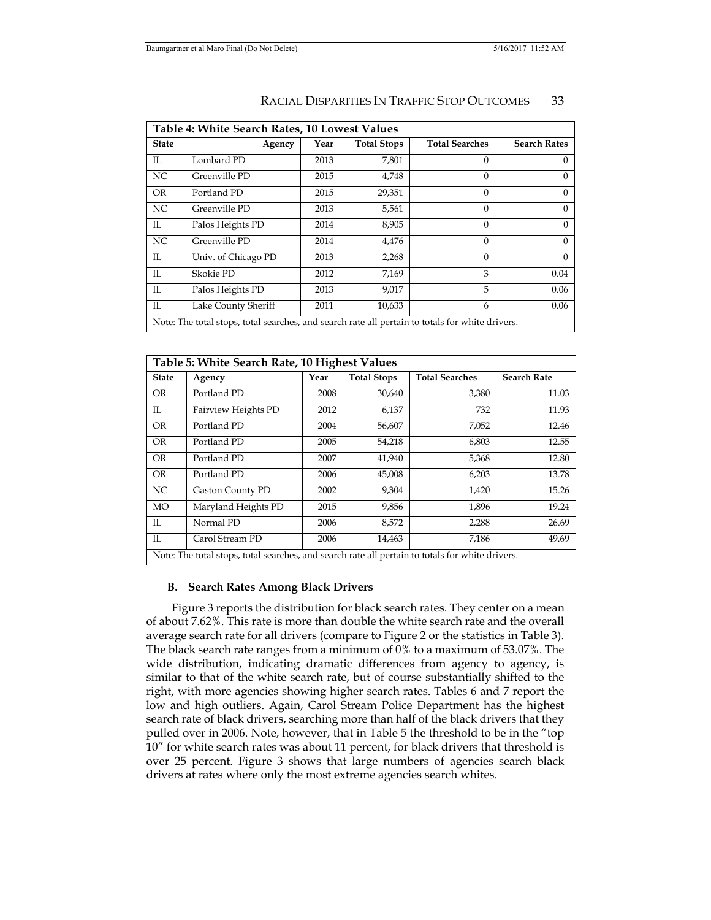| Table 4: White Search Rates, 10 Lowest Values | | | | | |
|---|---|---|---|---|---|
| **State** | **Agency** | **Year** | **Total Stops** | **Total Searches** | **Search Rates** |
| IL | Lombard PD | 2013 | 7,801 | 0 | 0 |
| NC | Greenville PD | 2015 | 4,748 | 0 | 0 |
| OR | Portland PD | 2015 | 29,351 | 0 | 0 |
| NC | Greenville PD | 2013 | 5,561 | 0 | 0 |
| IL | Palos Heights PD | 2014 | 8,905 | 0 | 0 |
| NC | Greenville PD | 2014 | 4,476 | 0 | 0 |
| IL | Univ. of Chicago PD | 2013 | 2,268 | 0 | 0 |
| IL | Skokie PD | 2012 | 7,169 | 3 | 0.04 |
| IL | Palos Heights PD | 2013 | 9,017 | 5 | 0.06 |
| IL | Lake County Sheriff | 2011 | 10,633 | 6 | 0.06 |

Note: The total stops, total searches, and search rate all pertain to totals for white drivers.

| Table 5: White Search Rate, 10 Highest Values | | | | | |
|---|---|---|---|---|---|
| **State** | **Agency** | **Year** | **Total Stops** | **Total Searches** | **Search Rate** |
| OR | Portland PD | 2008 | 30,640 | 3,380 | 11.03 |
| IL | Fairview Heights PD | 2012 | 6,137 | 732 | 11.93 |
| OR | Portland PD | 2004 | 56,607 | 7,052 | 12.46 |
| OR | Portland PD | 2005 | 54,218 | 6,803 | 12.55 |
| OR | Portland PD | 2007 | 41,940 | 5,368 | 12.80 |
| OR | Portland PD | 2006 | 45,008 | 6,203 | 13.78 |
| NC | Gaston County PD | 2002 | 9,304 | 1,420 | 15.26 |
| MO | Maryland Heights PD | 2015 | 9,856 | 1,896 | 19.24 |
| IL | Normal PD | 2006 | 8,572 | 2,288 | 26.69 |
| IL | Carol Stream PD | 2006 | 14,463 | 7,186 | 49.69 |

Note: The total stops, total searches, and search rate all pertain to totals for white drivers.

### B. Search Rates Among Black Drivers

Figure 3 reports the distribution for black search rates. They center on a mean of about 7.62%. This rate is more than double the white search rate and the overall average search rate for all drivers (compare to Figure 2 or the statistics in Table 3). The black search rate ranges from a minimum of 0% to a maximum of 53.07%. The wide distribution, indicating dramatic differences from agency to agency, is similar to that of the white search rate, but of course substantially shifted to the right, with more agencies showing higher search rates. Tables 6 and 7 report the low and high outliers. Again, Carol Stream Police Department has the highest search rate of black drivers, searching more than half of the black drivers that they pulled over in 2006. Note, however, that in Table 5 the threshold to be in the "top 10" for white search rates was about 11 percent, for black drivers that threshold is over 25 percent. Figure 3 shows that large numbers of agencies search black drivers at rates where only the most extreme agencies search whites.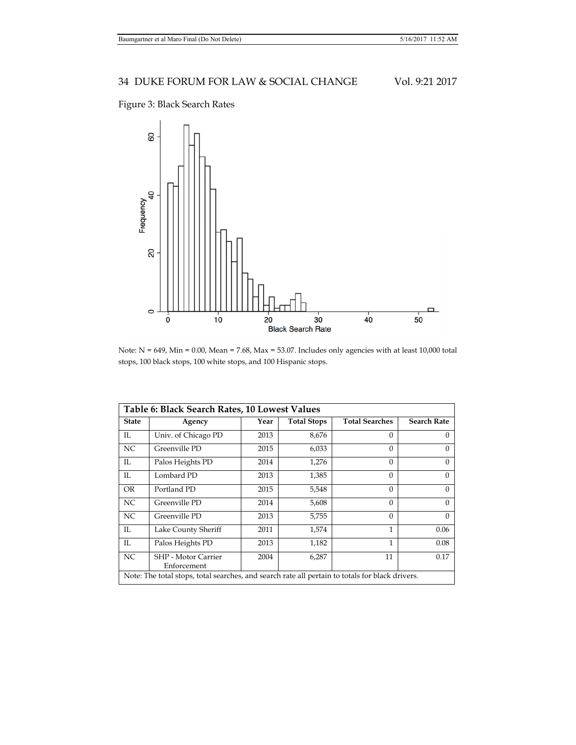Figure 3: Black Search Rates

Note: N = 649, Min = 0.00, Mean = 7.68, Max = 53.07. Includes only agencies with at least 10,000 total stops, 100 black stops, 100 white stops, and 100 Hispanic stops.

**Table 6: Black Search Rates, 10 Lowest Values**

| State | Agency | Year | Total Stops | Total Searches | Search Rate |
|---|---|---|---|---|---|
| IL | Univ. of Chicago PD | 2013 | 8,676 | 0 | 0 |
| NC | Greenville PD | 2015 | 6,033 | 0 | 0 |
| IL | Palos Heights PD | 2014 | 1,276 | 0 | 0 |
| IL | Lombard PD | 2013 | 1,385 | 0 | 0 |
| OR | Portland PD | 2015 | 5,548 | 0 | 0 |
| NC | Greenville PD | 2014 | 5,608 | 0 | 0 |
| NC | Greenville PD | 2013 | 5,755 | 0 | 0 |
| IL | Lake County Sheriff | 2011 | 1,574 | 1 | 0.06 |
| IL | Palos Heights PD | 2013 | 1,182 | 1 | 0.08 |
| NC | SHP - Motor Carrier Enforcement | 2004 | 6,287 | 11 | 0.17 |

Note: The total stops, total searches, and search rate all pertain to totals for black drivers.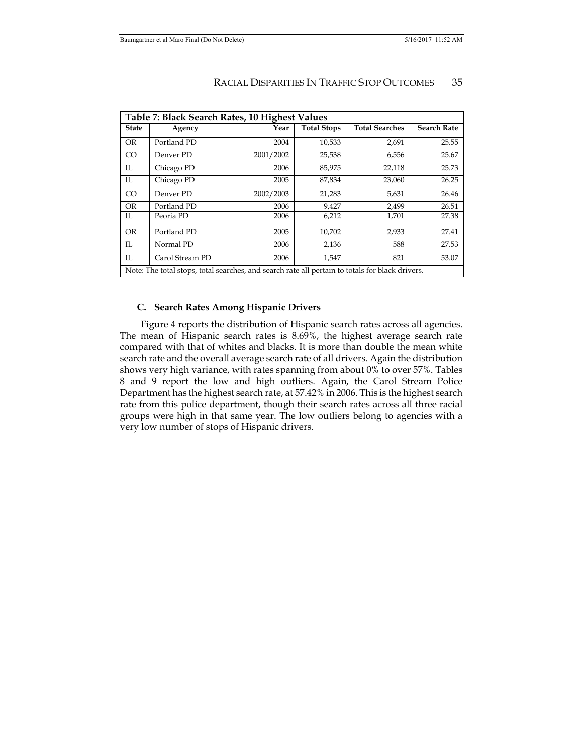**Table 7: Black Search Rates, 10 Highest Values**

| State | Agency | Year | Total Stops | Total Searches | Search Rate |
|---|---|---|---|---|---|
| OR | Portland PD | 2004 | 10,533 | 2,691 | 25.55 |
| CO | Denver PD | 2001/2002 | 25,538 | 6,556 | 25.67 |
| IL | Chicago PD | 2006 | 85,975 | 22,118 | 25.73 |
| IL | Chicago PD | 2005 | 87,834 | 23,060 | 26.25 |
| CO | Denver PD | 2002/2003 | 21,283 | 5,631 | 26.46 |
| OR | Portland PD | 2006 | 9,427 | 2,499 | 26.51 |
| IL | Peoria PD | 2006 | 6,212 | 1,701 | 27.38 |
| OR | Portland PD | 2005 | 10,702 | 2,933 | 27.41 |
| IL | Normal PD | 2006 | 2,136 | 588 | 27.53 |
| IL | Carol Stream PD | 2006 | 1,547 | 821 | 53.07 |

Note: The total stops, total searches, and search rate all pertain to totals for black drivers.

### C. Search Rates Among Hispanic Drivers

Figure 4 reports the distribution of Hispanic search rates across all agencies. The mean of Hispanic search rates is 8.69%, the highest average search rate compared with that of whites and blacks. It is more than double the mean white search rate and the overall average search rate of all drivers. Again the distribution shows very high variance, with rates spanning from about 0% to over 57%. Tables 8 and 9 report the low and high outliers. Again, the Carol Stream Police Department has the highest search rate, at 57.42% in 2006. This is the highest search rate from this police department, though their search rates across all three racial groups were high in that same year. The low outliers belong to agencies with a very low number of stops of Hispanic drivers.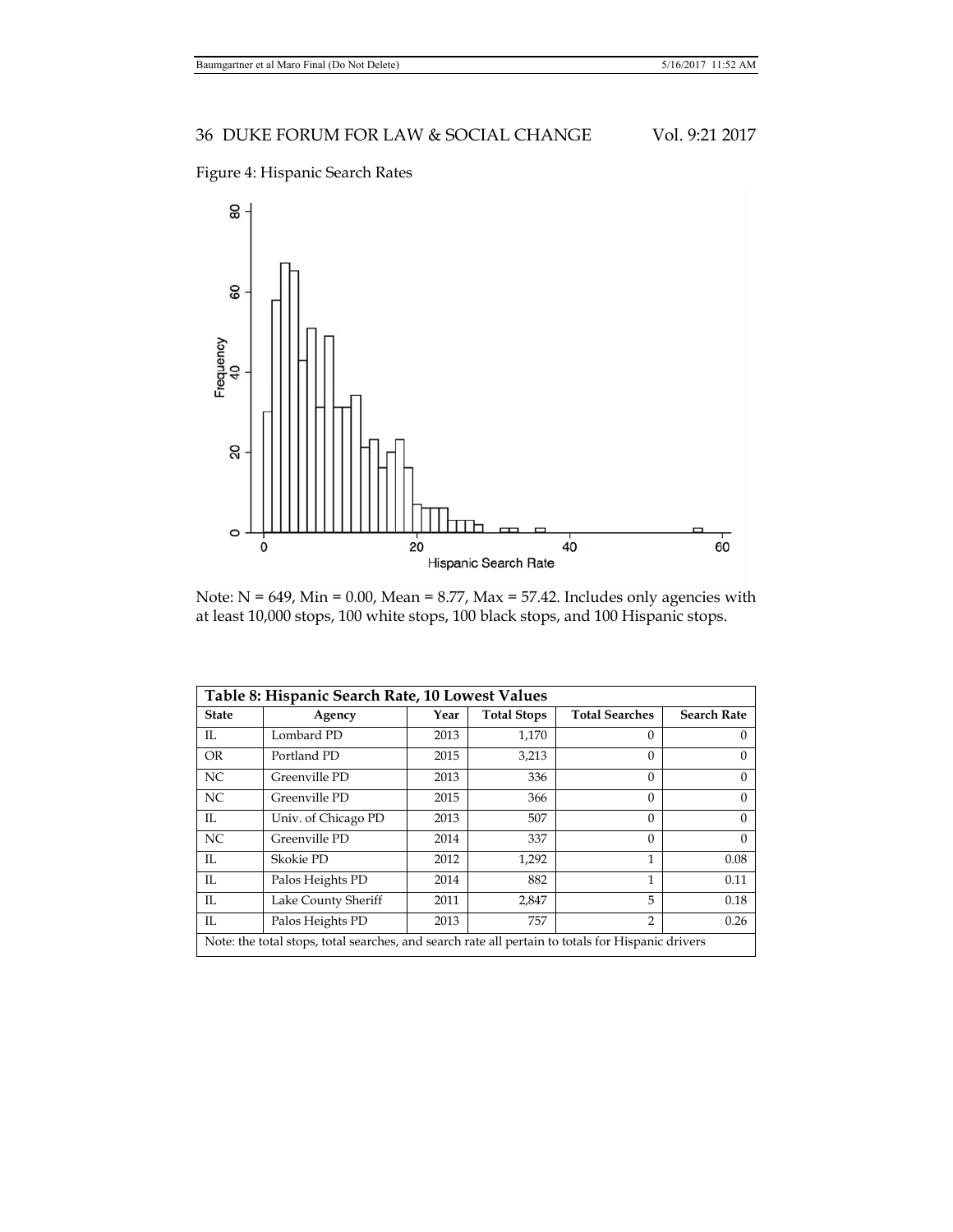Figure 4: Hispanic Search Rates

Note: N = 649, Min = 0.00, Mean = 8.77, Max = 57.42. Includes only agencies with at least 10,000 stops, 100 white stops, 100 black stops, and 100 Hispanic stops.

| **Table 8: Hispanic Search Rate, 10 Lowest Values** | | | | | |
|---|---|---|---|---|---|
| **State** | **Agency** | **Year** | **Total Stops** | **Total Searches** | **Search Rate** |
| IL | Lombard PD | 2013 | 1,170 | 0 | 0 |
| OR | Portland PD | 2015 | 3,213 | 0 | 0 |
| NC | Greenville PD | 2013 | 336 | 0 | 0 |
| NC | Greenville PD | 2015 | 366 | 0 | 0 |
| IL | Univ. of Chicago PD | 2013 | 507 | 0 | 0 |
| NC | Greenville PD | 2014 | 337 | 0 | 0 |
| IL | Skokie PD | 2012 | 1,292 | 1 | 0.08 |
| IL | Palos Heights PD | 2014 | 882 | 1 | 0.11 |
| IL | Lake County Sheriff | 2011 | 2,847 | 5 | 0.18 |
| IL | Palos Heights PD | 2013 | 757 | 2 | 0.26 |
| Note: the total stops, total searches, and search rate all pertain to totals for Hispanic drivers | | | | | |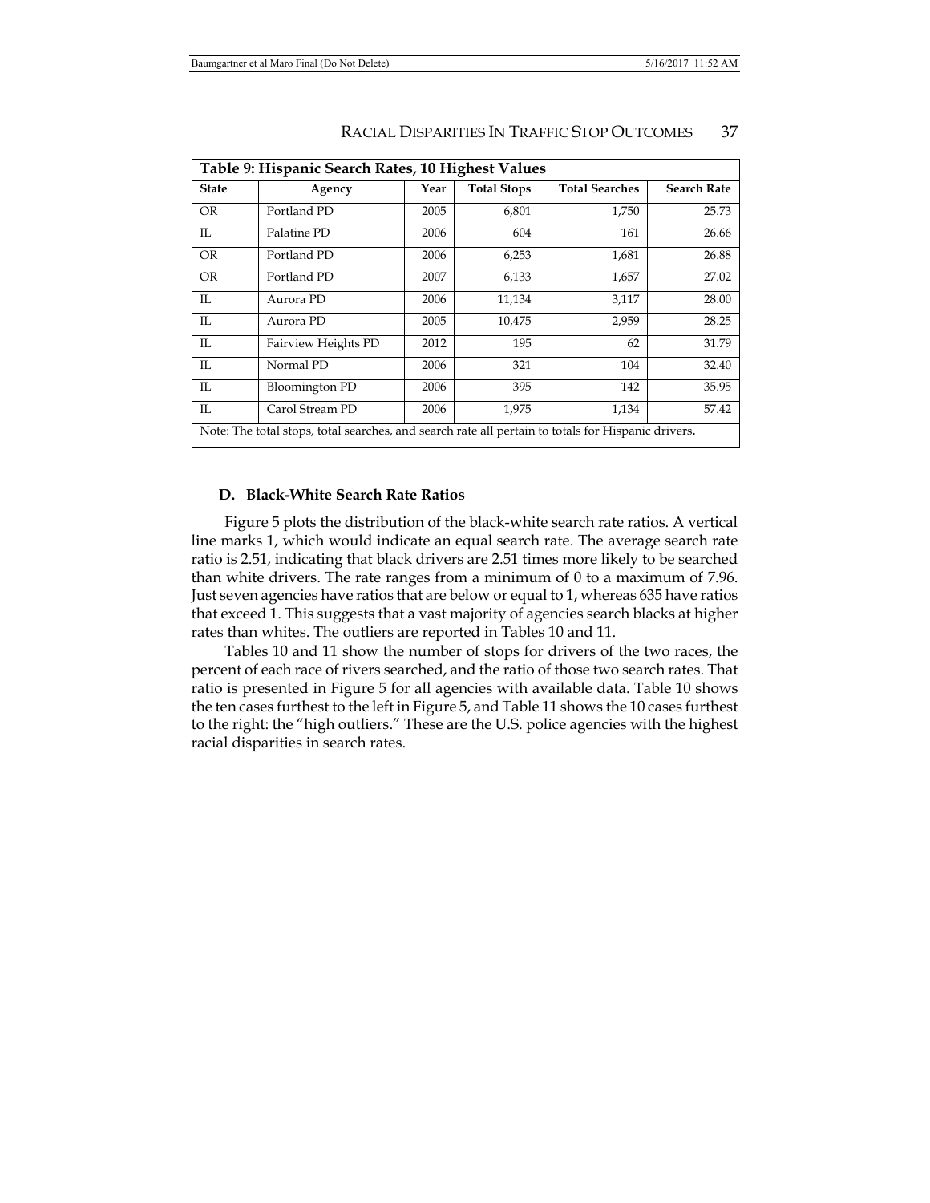| Table 9: Hispanic Search Rates, 10 Highest Values | | | | | |
|---|---|---|---|---|---|
| **State** | **Agency** | **Year** | **Total Stops** | **Total Searches** | **Search Rate** |
| OR | Portland PD | 2005 | 6,801 | 1,750 | 25.73 |
| IL | Palatine PD | 2006 | 604 | 161 | 26.66 |
| OR | Portland PD | 2006 | 6,253 | 1,681 | 26.88 |
| OR | Portland PD | 2007 | 6,133 | 1,657 | 27.02 |
| IL | Aurora PD | 2006 | 11,134 | 3,117 | 28.00 |
| IL | Aurora PD | 2005 | 10,475 | 2,959 | 28.25 |
| IL | Fairview Heights PD | 2012 | 195 | 62 | 31.79 |
| IL | Normal PD | 2006 | 321 | 104 | 32.40 |
| IL | Bloomington PD | 2006 | 395 | 142 | 35.95 |
| IL | Carol Stream PD | 2006 | 1,975 | 1,134 | 57.42 |
| Note: The total stops, total searches, and search rate all pertain to totals for Hispanic drivers. | | | | | |

### D. Black-White Search Rate Ratios

Figure 5 plots the distribution of the black-white search rate ratios. A vertical line marks 1, which would indicate an equal search rate. The average search rate ratio is 2.51, indicating that black drivers are 2.51 times more likely to be searched than white drivers. The rate ranges from a minimum of 0 to a maximum of 7.96. Just seven agencies have ratios that are below or equal to 1, whereas 635 have ratios that exceed 1. This suggests that a vast majority of agencies search blacks at higher rates than whites. The outliers are reported in Tables 10 and 11.

Tables 10 and 11 show the number of stops for drivers of the two races, the percent of each race of rivers searched, and the ratio of those two search rates. That ratio is presented in Figure 5 for all agencies with available data. Table 10 shows the ten cases furthest to the left in Figure 5, and Table 11 shows the 10 cases furthest to the right: the "high outliers." These are the U.S. police agencies with the highest racial disparities in search rates.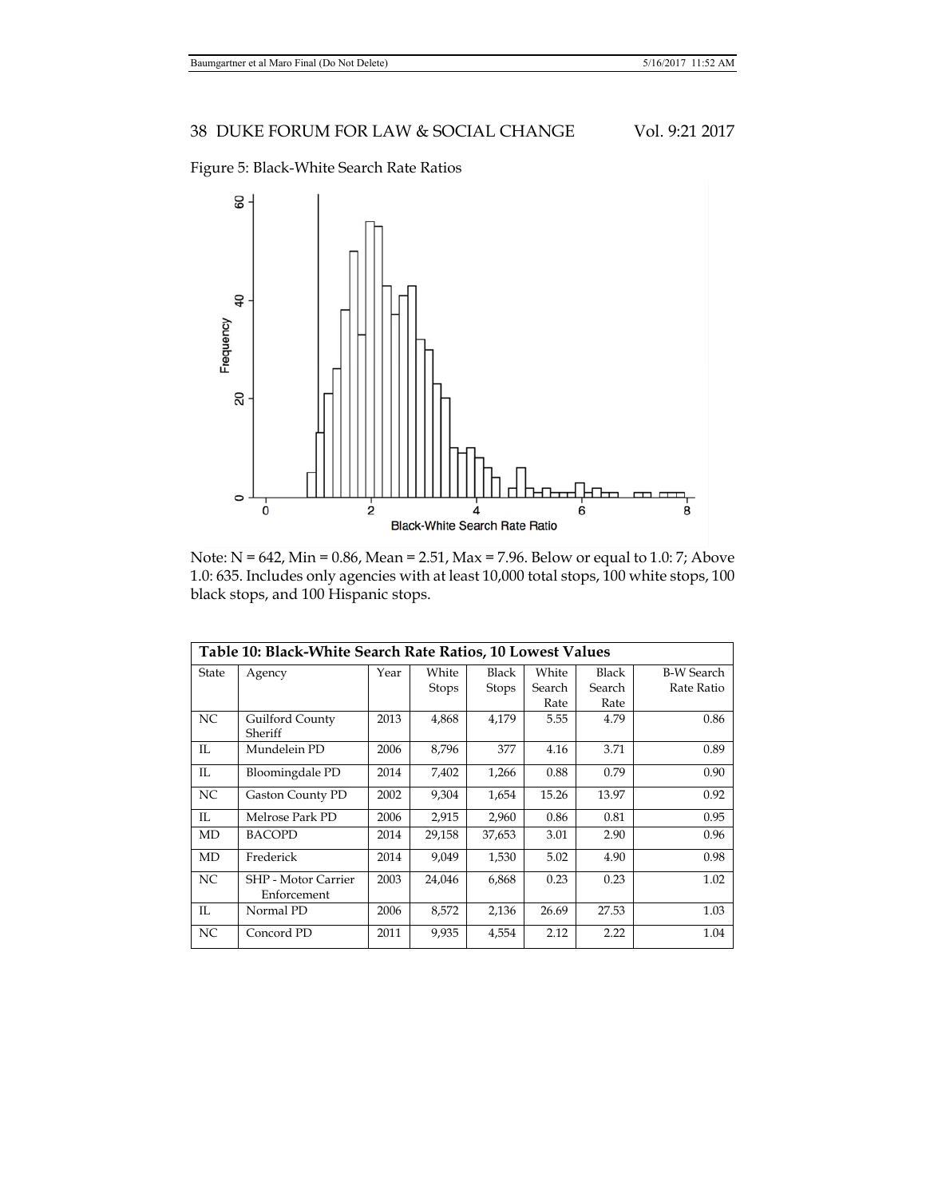Figure 5: Black-White Search Rate Ratios

Note: N = 642, Min = 0.86, Mean = 2.51, Max = 7.96. Below or equal to 1.0: 7; Above 1.0: 635. Includes only agencies with at least 10,000 total stops, 100 white stops, 100 black stops, and 100 Hispanic stops.

**Table 10: Black-White Search Rate Ratios, 10 Lowest Values**

| State | Agency | Year | White Stops | Black Stops | White Search Rate | Black Search Rate | B-W Search Rate Ratio |
|---|---|---|---|---|---|---|---|
| NC | Guilford County Sheriff | 2013 | 4,868 | 4,179 | 5.55 | 4.79 | 0.86 |
| IL | Mundelein PD | 2006 | 8,796 | 377 | 4.16 | 3.71 | 0.89 |
| IL | Bloomingdale PD | 2014 | 7,402 | 1,266 | 0.88 | 0.79 | 0.90 |
| NC | Gaston County PD | 2002 | 9,304 | 1,654 | 15.26 | 13.97 | 0.92 |
| IL | Melrose Park PD | 2006 | 2,915 | 2,960 | 0.86 | 0.81 | 0.95 |
| MD | BACOPD | 2014 | 29,158 | 37,653 | 3.01 | 2.90 | 0.96 |
| MD | Frederick | 2014 | 9,049 | 1,530 | 5.02 | 4.90 | 0.98 |
| NC | SHP - Motor Carrier Enforcement | 2003 | 24,046 | 6,868 | 0.23 | 0.23 | 1.02 |
| IL | Normal PD | 2006 | 8,572 | 2,136 | 26.69 | 27.53 | 1.03 |
| NC | Concord PD | 2011 | 9,935 | 4,554 | 2.12 | 2.22 | 1.04 |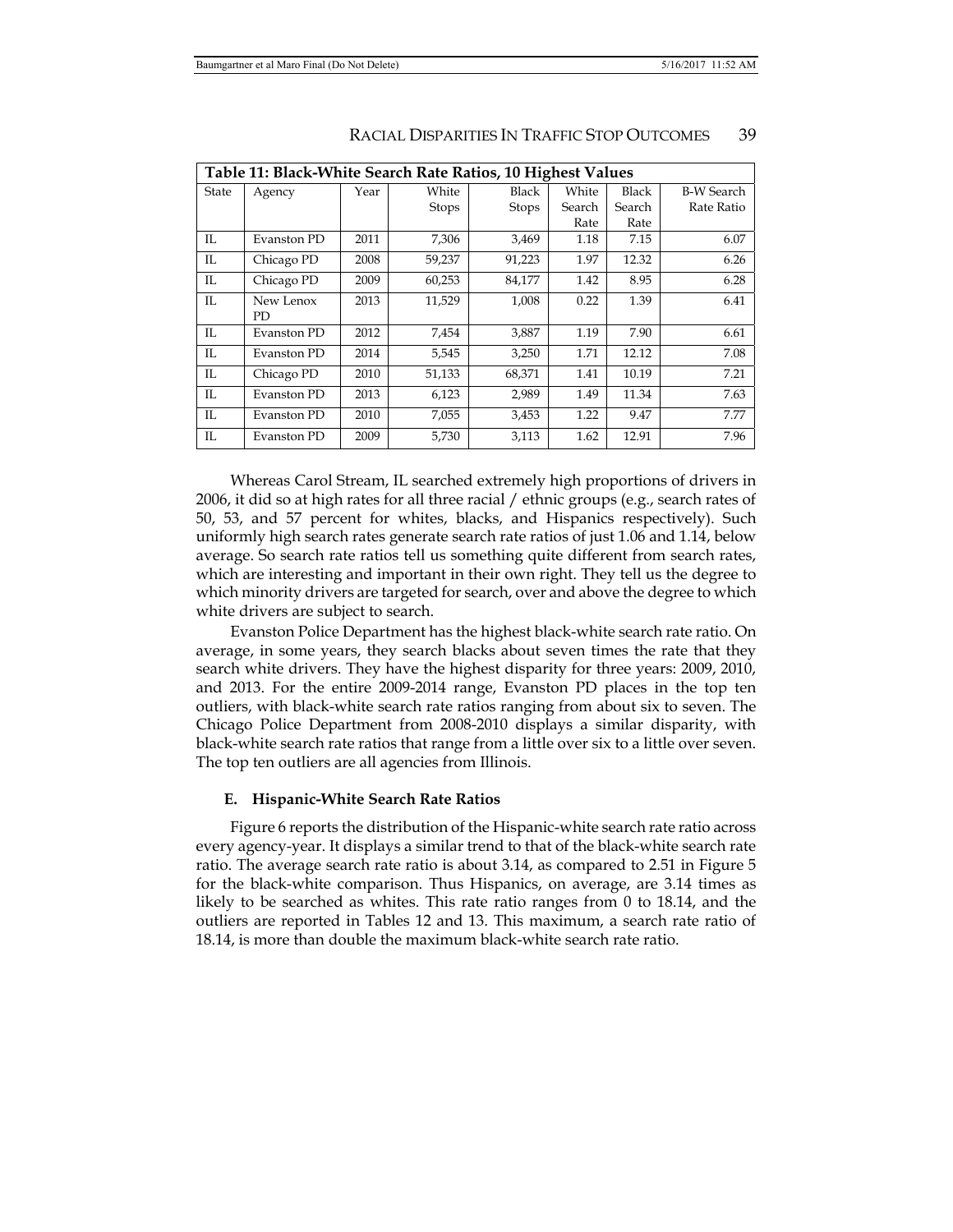| **Table 11: Black-White Search Rate Ratios, 10 Highest Values** | | | | | | | |
|---|---|---|---|---|---|---|---|
| State | Agency | Year | White Stops | Black Stops | White Search Rate | Black Search Rate | B-W Search Rate Ratio |
| IL | Evanston PD | 2011 | 7,306 | 3,469 | 1.18 | 7.15 | 6.07 |
| IL | Chicago PD | 2008 | 59,237 | 91,223 | 1.97 | 12.32 | 6.26 |
| IL | Chicago PD | 2009 | 60,253 | 84,177 | 1.42 | 8.95 | 6.28 |
| IL | New Lenox PD | 2013 | 11,529 | 1,008 | 0.22 | 1.39 | 6.41 |
| IL | Evanston PD | 2012 | 7,454 | 3,887 | 1.19 | 7.90 | 6.61 |
| IL | Evanston PD | 2014 | 5,545 | 3,250 | 1.71 | 12.12 | 7.08 |
| IL | Chicago PD | 2010 | 51,133 | 68,371 | 1.41 | 10.19 | 7.21 |
| IL | Evanston PD | 2013 | 6,123 | 2,989 | 1.49 | 11.34 | 7.63 |
| IL | Evanston PD | 2010 | 7,055 | 3,453 | 1.22 | 9.47 | 7.77 |
| IL | Evanston PD | 2009 | 5,730 | 3,113 | 1.62 | 12.91 | 7.96 |

Whereas Carol Stream, IL searched extremely high proportions of drivers in 2006, it did so at high rates for all three racial / ethnic groups (e.g., search rates of 50, 53, and 57 percent for whites, blacks, and Hispanics respectively). Such uniformly high search rates generate search rate ratios of just 1.06 and 1.14, below average. So search rate ratios tell us something quite different from search rates, which are interesting and important in their own right. They tell us the degree to which minority drivers are targeted for search, over and above the degree to which white drivers are subject to search.

Evanston Police Department has the highest black-white search rate ratio. On average, in some years, they search blacks about seven times the rate that they search white drivers. They have the highest disparity for three years: 2009, 2010, and 2013. For the entire 2009-2014 range, Evanston PD places in the top ten outliers, with black-white search rate ratios ranging from about six to seven. The Chicago Police Department from 2008-2010 displays a similar disparity, with black-white search rate ratios that range from a little over six to a little over seven. The top ten outliers are all agencies from Illinois.

### E. Hispanic-White Search Rate Ratios

Figure 6 reports the distribution of the Hispanic-white search rate ratio across every agency-year. It displays a similar trend to that of the black-white search rate ratio. The average search rate ratio is about 3.14, as compared to 2.51 in Figure 5 for the black-white comparison. Thus Hispanics, on average, are 3.14 times as likely to be searched as whites. This rate ratio ranges from 0 to 18.14, and the outliers are reported in Tables 12 and 13. This maximum, a search rate ratio of 18.14, is more than double the maximum black-white search rate ratio.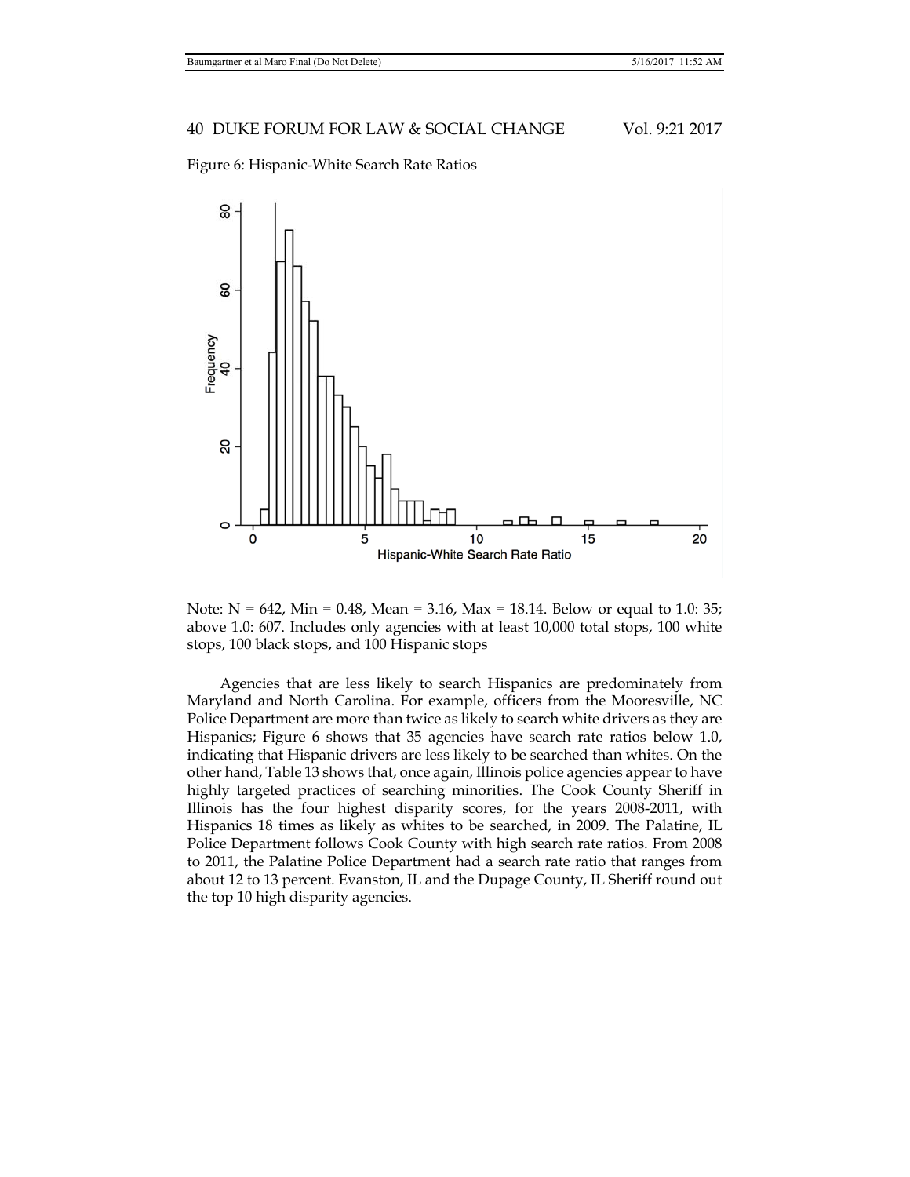Figure 6: Hispanic-White Search Rate Ratios

Note: N = 642, Min = 0.48, Mean = 3.16, Max = 18.14. Below or equal to 1.0: 35; above 1.0: 607. Includes only agencies with at least 10,000 total stops, 100 white stops, 100 black stops, and 100 Hispanic stops

Agencies that are less likely to search Hispanics are predominately from Maryland and North Carolina. For example, officers from the Mooresville, NC Police Department are more than twice as likely to search white drivers as they are Hispanics; Figure 6 shows that 35 agencies have search rate ratios below 1.0, indicating that Hispanic drivers are less likely to be searched than whites. On the other hand, Table 13 shows that, once again, Illinois police agencies appear to have highly targeted practices of searching minorities. The Cook County Sheriff in Illinois has the four highest disparity scores, for the years 2008-2011, with Hispanics 18 times as likely as whites to be searched, in 2009. The Palatine, IL Police Department follows Cook County with high search rate ratios. From 2008 to 2011, the Palatine Police Department had a search rate ratio that ranges from about 12 to 13 percent. Evanston, IL and the Dupage County, IL Sheriff round out the top 10 high disparity agencies.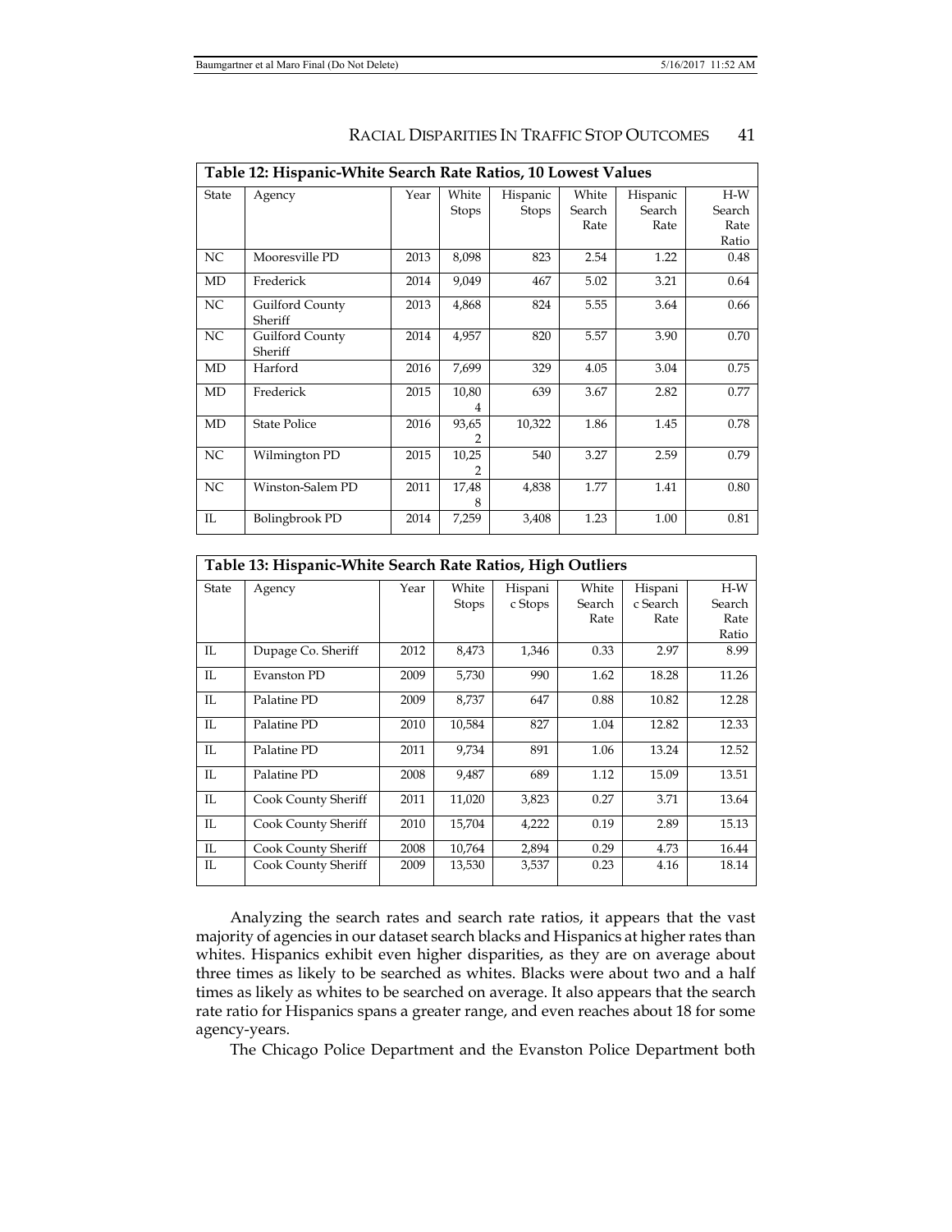| Table 12: Hispanic-White Search Rate Ratios, 10 Lowest Values | | | | | | | |
|---|---|---|---|---|---|---|---|
| State | Agency | Year | White Stops | Hispanic Stops | White Search Rate | Hispanic Search Rate | H-W Search Rate Ratio |
| NC | Mooresville PD | 2013 | 8,098 | 823 | 2.54 | 1.22 | 0.48 |
| MD | Frederick | 2014 | 9,049 | 467 | 5.02 | 3.21 | 0.64 |
| NC | Guilford County Sheriff | 2013 | 4,868 | 824 | 5.55 | 3.64 | 0.66 |
| NC | Guilford County Sheriff | 2014 | 4,957 | 820 | 5.57 | 3.90 | 0.70 |
| MD | Harford | 2016 | 7,699 | 329 | 4.05 | 3.04 | 0.75 |
| MD | Frederick | 2015 | 10,804 | 639 | 3.67 | 2.82 | 0.77 |
| MD | State Police | 2016 | 93,652 | 10,322 | 1.86 | 1.45 | 0.78 |
| NC | Wilmington PD | 2015 | 10,252 | 540 | 3.27 | 2.59 | 0.79 |
| NC | Winston-Salem PD | 2011 | 17,488 | 4,838 | 1.77 | 1.41 | 0.80 |
| IL | Bolingbrook PD | 2014 | 7,259 | 3,408 | 1.23 | 1.00 | 0.81 |

| Table 13: Hispanic-White Search Rate Ratios, High Outliers | | | | | | | |
|---|---|---|---|---|---|---|---|
| State | Agency | Year | White Stops | Hispanic Stops | White Search Rate | Hispanic Search Rate | H-W Search Rate Ratio |
| IL | Dupage Co. Sheriff | 2012 | 8,473 | 1,346 | 0.33 | 2.97 | 8.99 |
| IL | Evanston PD | 2009 | 5,730 | 990 | 1.62 | 18.28 | 11.26 |
| IL | Palatine PD | 2009 | 8,737 | 647 | 0.88 | 10.82 | 12.28 |
| IL | Palatine PD | 2010 | 10,584 | 827 | 1.04 | 12.82 | 12.33 |
| IL | Palatine PD | 2011 | 9,734 | 891 | 1.06 | 13.24 | 12.52 |
| IL | Palatine PD | 2008 | 9,487 | 689 | 1.12 | 15.09 | 13.51 |
| IL | Cook County Sheriff | 2011 | 11,020 | 3,823 | 0.27 | 3.71 | 13.64 |
| IL | Cook County Sheriff | 2010 | 15,704 | 4,222 | 0.19 | 2.89 | 15.13 |
| IL | Cook County Sheriff | 2008 | 10,764 | 2,894 | 0.29 | 4.73 | 16.44 |
| IL | Cook County Sheriff | 2009 | 13,530 | 3,537 | 0.23 | 4.16 | 18.14 |

Analyzing the search rates and search rate ratios, it appears that the vast majority of agencies in our dataset search blacks and Hispanics at higher rates than whites. Hispanics exhibit even higher disparities, as they are on average about three times as likely to be searched as whites. Blacks were about two and a half times as likely as whites to be searched on average. It also appears that the search rate ratio for Hispanics spans a greater range, and even reaches about 18 for some agency-years.

The Chicago Police Department and the Evanston Police Department both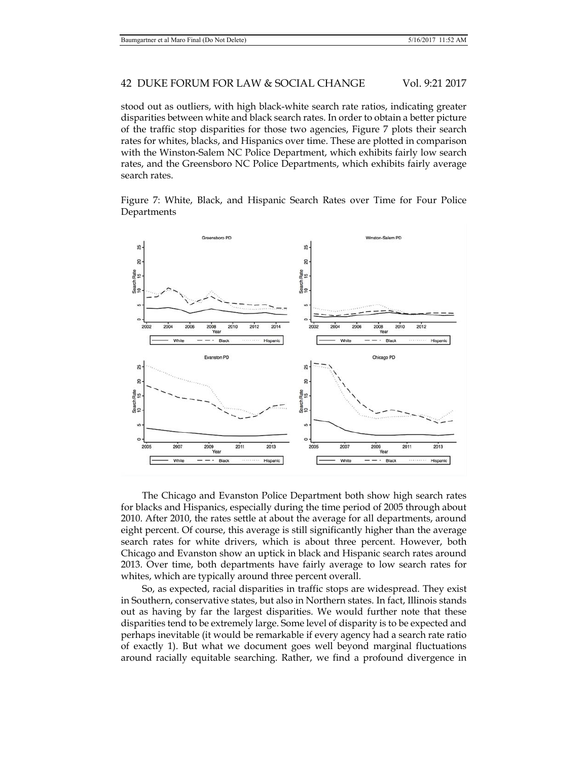stood out as outliers, with high black-white search rate ratios, indicating greater disparities between white and black search rates. In order to obtain a better picture of the traffic stop disparities for those two agencies, Figure 7 plots their search rates for whites, blacks, and Hispanics over time. These are plotted in comparison with the Winston-Salem NC Police Department, which exhibits fairly low search rates, and the Greensboro NC Police Departments, which exhibits fairly average search rates.

Figure 7: White, Black, and Hispanic Search Rates over Time for Four Police Departments

The Chicago and Evanston Police Department both show high search rates for blacks and Hispanics, especially during the time period of 2005 through about 2010. After 2010, the rates settle at about the average for all departments, around eight percent. Of course, this average is still significantly higher than the average search rates for white drivers, which is about three percent. However, both Chicago and Evanston show an uptick in black and Hispanic search rates around 2013. Over time, both departments have fairly average to low search rates for whites, which are typically around three percent overall.

So, as expected, racial disparities in traffic stops are widespread. They exist in Southern, conservative states, but also in Northern states. In fact, Illinois stands out as having by far the largest disparities. We would further note that these disparities tend to be extremely large. Some level of disparity is to be expected and perhaps inevitable (it would be remarkable if every agency had a search rate ratio of exactly 1). But what we document goes well beyond marginal fluctuations around racially equitable searching. Rather, we find a profound divergence in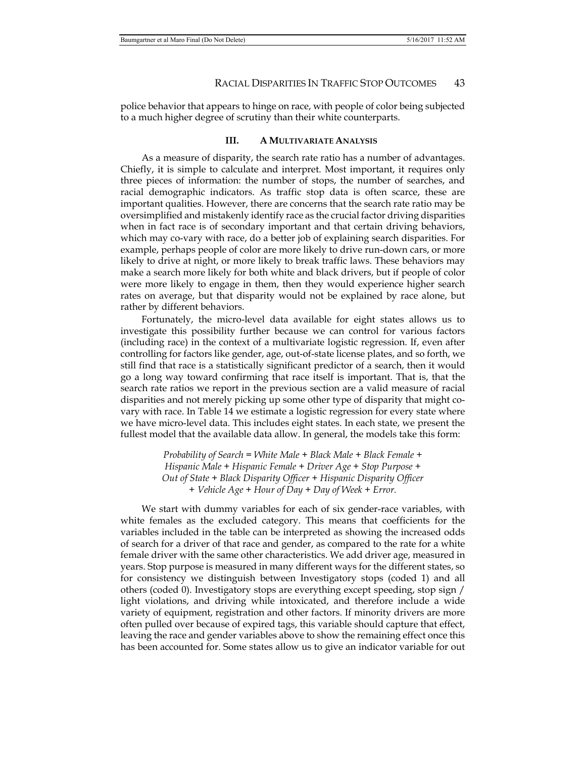police behavior that appears to hinge on race, with people of color being subjected to a much higher degree of scrutiny than their white counterparts.

## III. A MULTIVARIATE ANALYSIS

As a measure of disparity, the search rate ratio has a number of advantages. Chiefly, it is simple to calculate and interpret. Most important, it requires only three pieces of information: the number of stops, the number of searches, and racial demographic indicators. As traffic stop data is often scarce, these are important qualities. However, there are concerns that the search rate ratio may be oversimplified and mistakenly identify race as the crucial factor driving disparities when in fact race is of secondary important and that certain driving behaviors, which may co-vary with race, do a better job of explaining search disparities. For example, perhaps people of color are more likely to drive run-down cars, or more likely to drive at night, or more likely to break traffic laws. These behaviors may make a search more likely for both white and black drivers, but if people of color were more likely to engage in them, then they would experience higher search rates on average, but that disparity would not be explained by race alone, but rather by different behaviors.

Fortunately, the micro-level data available for eight states allows us to investigate this possibility further because we can control for various factors (including race) in the context of a multivariate logistic regression. If, even after controlling for factors like gender, age, out-of-state license plates, and so forth, we still find that race is a statistically significant predictor of a search, then it would go a long way toward confirming that race itself is important. That is, that the search rate ratios we report in the previous section are a valid measure of racial disparities and not merely picking up some other type of disparity that might co-vary with race. In Table 14 we estimate a logistic regression for every state where we have micro-level data. This includes eight states. In each state, we present the fullest model that the available data allow. In general, the models take this form:

*Probability of Search = White Male + Black Male + Black Female + Hispanic Male + Hispanic Female + Driver Age + Stop Purpose + Out of State + Black Disparity Officer + Hispanic Disparity Officer + Vehicle Age + Hour of Day + Day of Week + Error.*

We start with dummy variables for each of six gender-race variables, with white females as the excluded category. This means that coefficients for the variables included in the table can be interpreted as showing the increased odds of search for a driver of that race and gender, as compared to the rate for a white female driver with the same other characteristics. We add driver age, measured in years. Stop purpose is measured in many different ways for the different states, so for consistency we distinguish between Investigatory stops (coded 1) and all others (coded 0). Investigatory stops are everything except speeding, stop sign / light violations, and driving while intoxicated, and therefore include a wide variety of equipment, registration and other factors. If minority drivers are more often pulled over because of expired tags, this variable should capture that effect, leaving the race and gender variables above to show the remaining effect once this has been accounted for. Some states allow us to give an indicator variable for out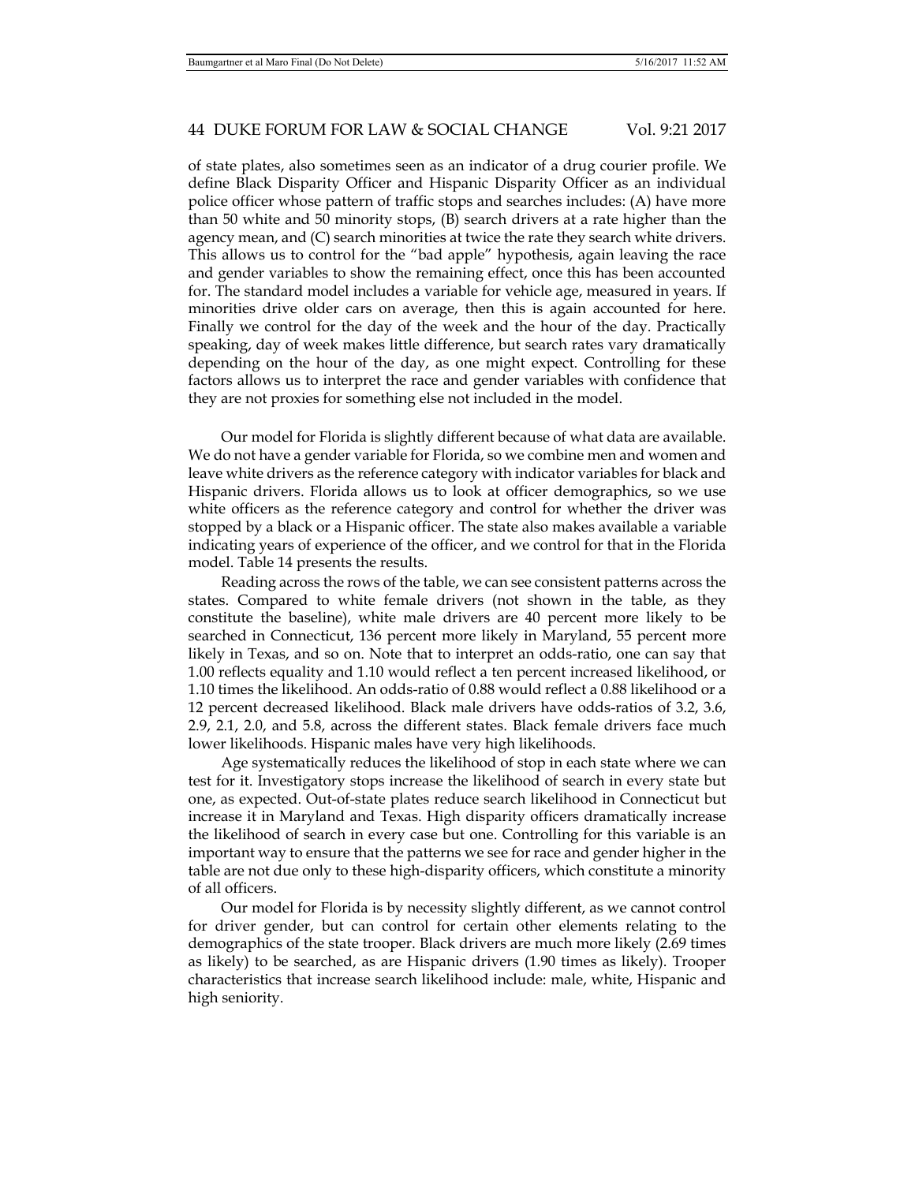of state plates, also sometimes seen as an indicator of a drug courier profile. We define Black Disparity Officer and Hispanic Disparity Officer as an individual police officer whose pattern of traffic stops and searches includes: (A) have more than 50 white and 50 minority stops, (B) search drivers at a rate higher than the agency mean, and (C) search minorities at twice the rate they search white drivers. This allows us to control for the "bad apple" hypothesis, again leaving the race and gender variables to show the remaining effect, once this has been accounted for. The standard model includes a variable for vehicle age, measured in years. If minorities drive older cars on average, then this is again accounted for here. Finally we control for the day of the week and the hour of the day. Practically speaking, day of week makes little difference, but search rates vary dramatically depending on the hour of the day, as one might expect. Controlling for these factors allows us to interpret the race and gender variables with confidence that they are not proxies for something else not included in the model.

Our model for Florida is slightly different because of what data are available. We do not have a gender variable for Florida, so we combine men and women and leave white drivers as the reference category with indicator variables for black and Hispanic drivers. Florida allows us to look at officer demographics, so we use white officers as the reference category and control for whether the driver was stopped by a black or a Hispanic officer. The state also makes available a variable indicating years of experience of the officer, and we control for that in the Florida model. Table 14 presents the results.

Reading across the rows of the table, we can see consistent patterns across the states. Compared to white female drivers (not shown in the table, as they constitute the baseline), white male drivers are 40 percent more likely to be searched in Connecticut, 136 percent more likely in Maryland, 55 percent more likely in Texas, and so on. Note that to interpret an odds-ratio, one can say that 1.00 reflects equality and 1.10 would reflect a ten percent increased likelihood, or 1.10 times the likelihood. An odds-ratio of 0.88 would reflect a 0.88 likelihood or a 12 percent decreased likelihood. Black male drivers have odds-ratios of 3.2, 3.6, 2.9, 2.1, 2.0, and 5.8, across the different states. Black female drivers face much lower likelihoods. Hispanic males have very high likelihoods.

Age systematically reduces the likelihood of stop in each state where we can test for it. Investigatory stops increase the likelihood of search in every state but one, as expected. Out-of-state plates reduce search likelihood in Connecticut but increase it in Maryland and Texas. High disparity officers dramatically increase the likelihood of search in every case but one. Controlling for this variable is an important way to ensure that the patterns we see for race and gender higher in the table are not due only to these high-disparity officers, which constitute a minority of all officers.

Our model for Florida is by necessity slightly different, as we cannot control for driver gender, but can control for certain other elements relating to the demographics of the state trooper. Black drivers are much more likely (2.69 times as likely) to be searched, as are Hispanic drivers (1.90 times as likely). Trooper characteristics that increase search likelihood include: male, white, Hispanic and high seniority.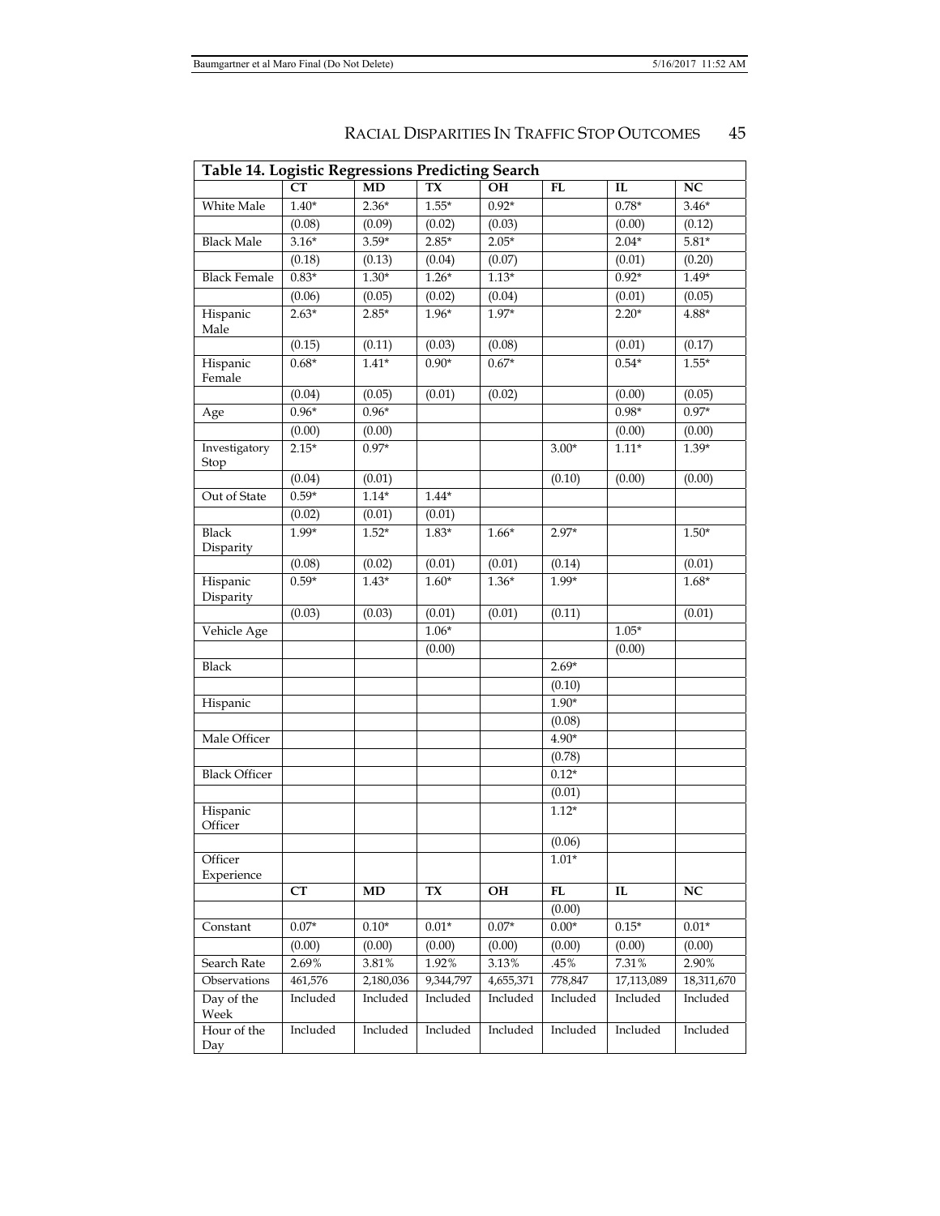| Table 14. Logistic Regressions Predicting Search | | | | | | | |
|---|---|---|---|---|---|---|---|
| | **CT** | **MD** | **TX** | **OH** | **FL** | **IL** | **NC** |
| White Male | 1.40* | 2.36* | 1.55* | 0.92* | | 0.78* | 3.46* |
| | (0.08) | (0.09) | (0.02) | (0.03) | | (0.00) | (0.12) |
| Black Male | 3.16* | 3.59* | 2.85* | 2.05* | | 2.04* | 5.81* |
| | (0.18) | (0.13) | (0.04) | (0.07) | | (0.01) | (0.20) |
| Black Female | 0.83* | 1.30* | 1.26* | 1.13* | | 0.92* | 1.49* |
| | (0.06) | (0.05) | (0.02) | (0.04) | | (0.01) | (0.05) |
| Hispanic Male | 2.63* | 2.85* | 1.96* | 1.97* | | 2.20* | 4.88* |
| | (0.15) | (0.11) | (0.03) | (0.08) | | (0.01) | (0.17) |
| Hispanic Female | 0.68* | 1.41* | 0.90* | 0.67* | | 0.54* | 1.55* |
| | (0.04) | (0.05) | (0.01) | (0.02) | | (0.00) | (0.05) |
| Age | 0.96* | 0.96* | | | | 0.98* | 0.97* |
| | (0.00) | (0.00) | | | | (0.00) | (0.00) |
| Investigatory Stop | 2.15* | 0.97* | | | 3.00* | 1.11* | 1.39* |
| | (0.04) | (0.01) | | | (0.10) | (0.00) | (0.00) |
| Out of State | 0.59* | 1.14* | 1.44* | | | | |
| | (0.02) | (0.01) | (0.01) | | | | |
| Black Disparity | 1.99* | 1.52* | 1.83* | 1.66* | 2.97* | | 1.50* |
| | (0.08) | (0.02) | (0.01) | (0.01) | (0.14) | | (0.01) |
| Hispanic Disparity | 0.59* | 1.43* | 1.60* | 1.36* | 1.99* | | 1.68* |
| | (0.03) | (0.03) | (0.01) | (0.01) | (0.11) | | (0.01) |
| Vehicle Age | | | 1.06* | | | 1.05* | |
| | | | (0.00) | | | (0.00) | |
| Black | | | | | 2.69* | | |
| | | | | | (0.10) | | |
| Hispanic | | | | | 1.90* | | |
| | | | | | (0.08) | | |
| Male Officer | | | | | 4.90* | | |
| | | | | | (0.78) | | |
| Black Officer | | | | | 0.12* | | |
| | | | | | (0.01) | | |
| Hispanic Officer | | | | | 1.12* | | |
| | | | | | (0.06) | | |
| Officer Experience | | | | | 1.01* | | |
| | **CT** | **MD** | **TX** | **OH** | **FL** | **IL** | **NC** |
| | | | | | (0.00) | | |
| Constant | 0.07* | 0.10* | 0.01* | 0.07* | 0.00* | 0.15* | 0.01* |
| | (0.00) | (0.00) | (0.00) | (0.00) | (0.00) | (0.00) | (0.00) |
| Search Rate | 2.69% | 3.81% | 1.92% | 3.13% | .45% | 7.31% | 2.90% |
| Observations | 461,576 | 2,180,036 | 9,344,797 | 4,655,371 | 778,847 | 17,113,089 | 18,311,670 |
| Day of the Week | Included | Included | Included | Included | Included | Included | Included |
| Hour of the Day | Included | Included | Included | Included | Included | Included | Included |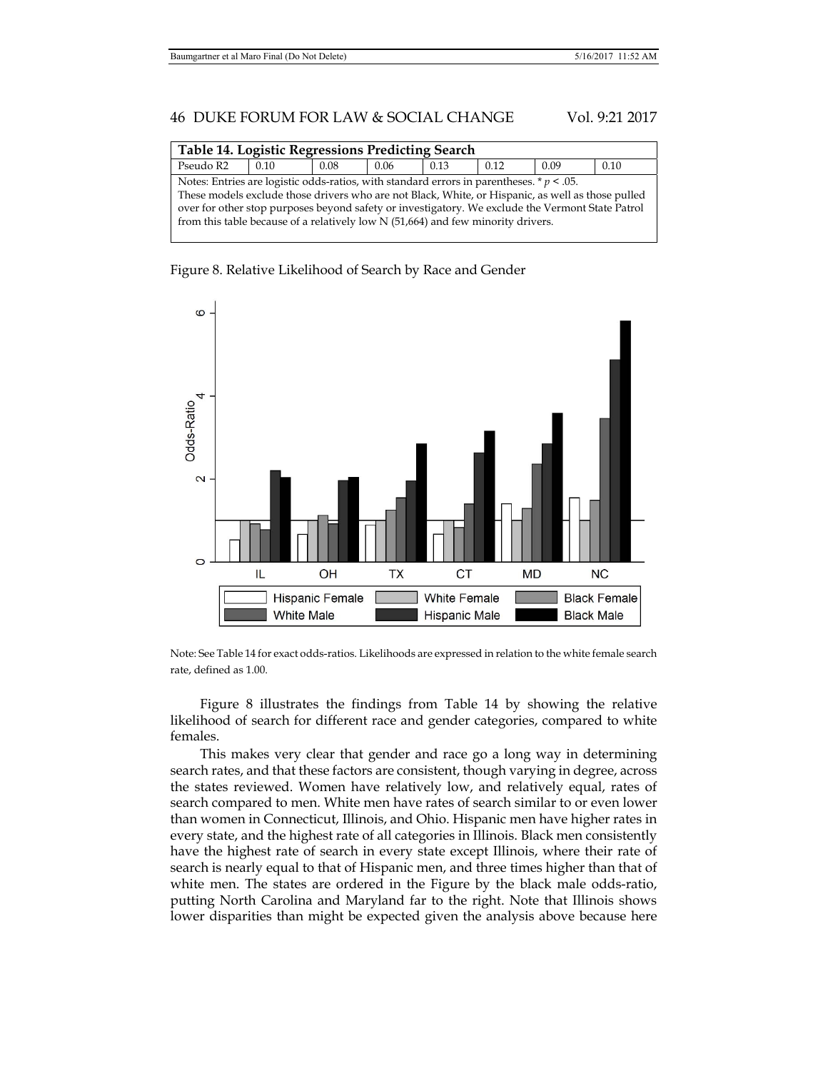| Table 14. Logistic Regressions Predicting Search | | | | | | | |
|---|---|---|---|---|---|---|---|
| Pseudo R2 | 0.10 | 0.08 | 0.06 | 0.13 | 0.12 | 0.09 | 0.10 |

Notes: Entries are logistic odds-ratios, with standard errors in parentheses. * $p < .05$.
These models exclude those drivers who are not Black, White, or Hispanic, as well as those pulled over for other stop purposes beyond safety or investigatory. We exclude the Vermont State Patrol from this table because of a relatively low N (51,664) and few minority drivers.

Figure 8. Relative Likelihood of Search by Race and Gender

Note: See Table 14 for exact odds-ratios. Likelihoods are expressed in relation to the white female search rate, defined as 1.00.

Figure 8 illustrates the findings from Table 14 by showing the relative likelihood of search for different race and gender categories, compared to white females.

This makes very clear that gender and race go a long way in determining search rates, and that these factors are consistent, though varying in degree, across the states reviewed. Women have relatively low, and relatively equal, rates of search compared to men. White men have rates of search similar to or even lower than women in Connecticut, Illinois, and Ohio. Hispanic men have higher rates in every state, and the highest rate of all categories in Illinois. Black men consistently have the highest rate of search in every state except Illinois, where their rate of search is nearly equal to that of Hispanic men, and three times higher than that of white men. The states are ordered in the Figure by the black male odds-ratio, putting North Carolina and Maryland far to the right. Note that Illinois shows lower disparities than might be expected given the analysis above because here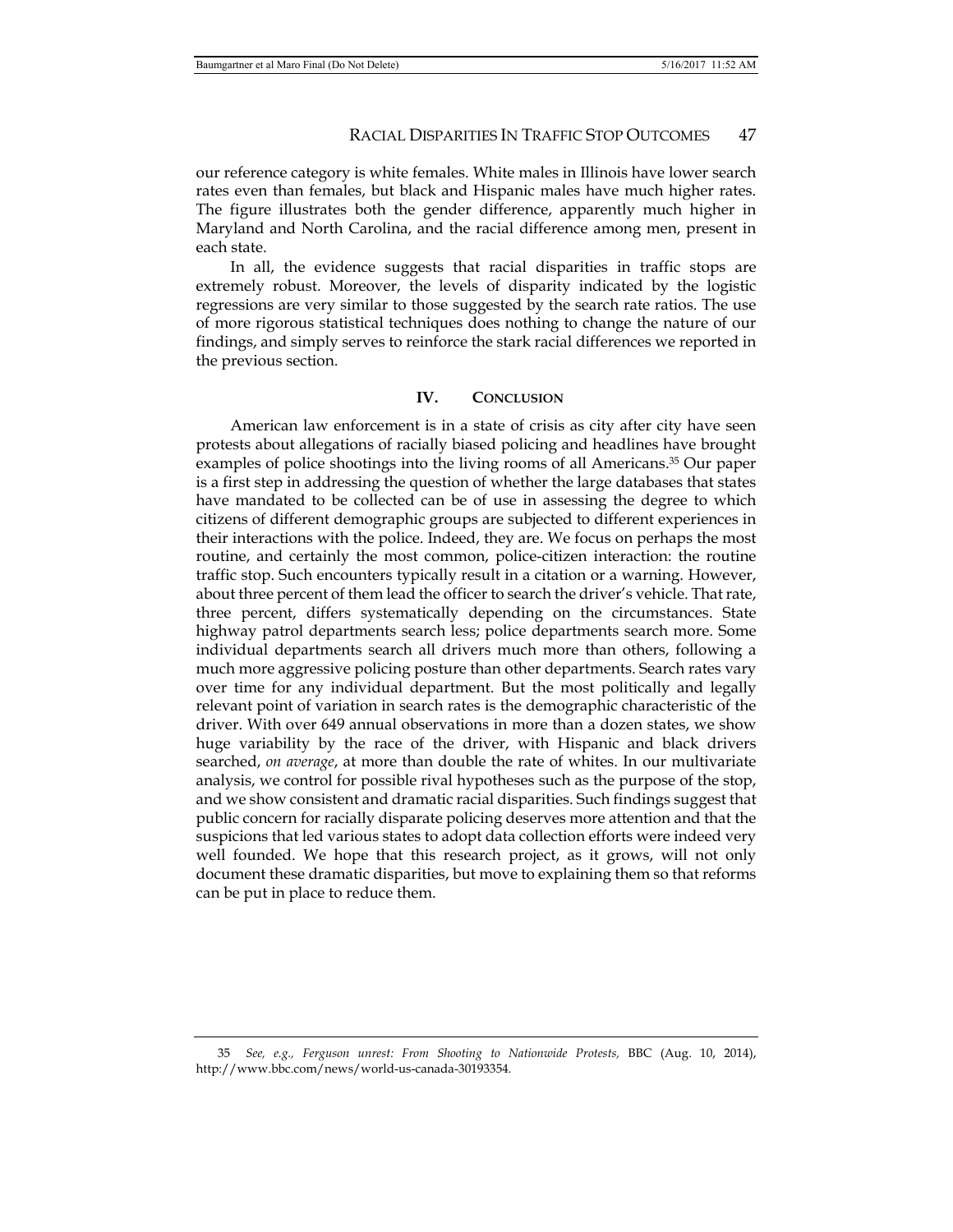our reference category is white females. White males in Illinois have lower search rates even than females, but black and Hispanic males have much higher rates. The figure illustrates both the gender difference, apparently much higher in Maryland and North Carolina, and the racial difference among men, present in each state.

In all, the evidence suggests that racial disparities in traffic stops are extremely robust. Moreover, the levels of disparity indicated by the logistic regressions are very similar to those suggested by the search rate ratios. The use of more rigorous statistical techniques does nothing to change the nature of our findings, and simply serves to reinforce the stark racial differences we reported in the previous section.

## IV. CONCLUSION

American law enforcement is in a state of crisis as city after city have seen protests about allegations of racially biased policing and headlines have brought examples of police shootings into the living rooms of all Americans.[35] Our paper is a first step in addressing the question of whether the large databases that states have mandated to be collected can be of use in assessing the degree to which citizens of different demographic groups are subjected to different experiences in their interactions with the police. Indeed, they are. We focus on perhaps the most routine, and certainly the most common, police-citizen interaction: the routine traffic stop. Such encounters typically result in a citation or a warning. However, about three percent of them lead the officer to search the driver's vehicle. That rate, three percent, differs systematically depending on the circumstances. State highway patrol departments search less; police departments search more. Some individual departments search all drivers much more than others, following a much more aggressive policing posture than other departments. Search rates vary over time for any individual department. But the most politically and legally relevant point of variation in search rates is the demographic characteristic of the driver. With over 649 annual observations in more than a dozen states, we show huge variability by the race of the driver, with Hispanic and black drivers searched, *on average*, at more than double the rate of whites. In our multivariate analysis, we control for possible rival hypotheses such as the purpose of the stop, and we show consistent and dramatic racial disparities. Such findings suggest that public concern for racially disparate policing deserves more attention and that the suspicions that led various states to adopt data collection efforts were indeed very well founded. We hope that this research project, as it grows, will not only document these dramatic disparities, but move to explaining them so that reforms can be put in place to reduce them.

---

35 *See, e.g., Ferguson unrest: From Shooting to Nationwide Protests,* BBC (Aug. 10, 2014), http://www.bbc.com/news/world-us-canada-30193354.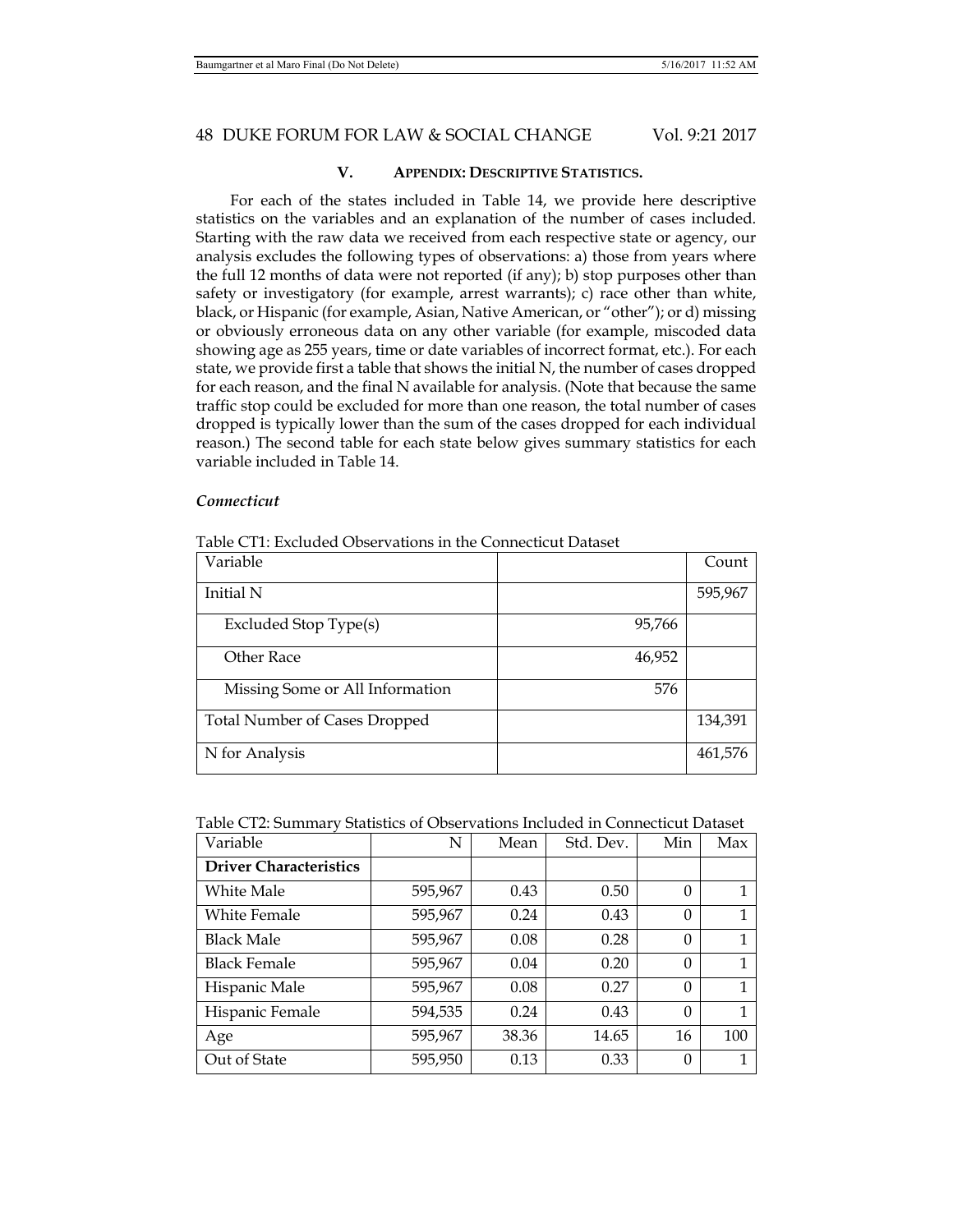## V. APPENDIX: DESCRIPTIVE STATISTICS.

For each of the states included in Table 14, we provide here descriptive statistics on the variables and an explanation of the number of cases included. Starting with the raw data we received from each respective state or agency, our analysis excludes the following types of observations: a) those from years where the full 12 months of data were not reported (if any); b) stop purposes other than safety or investigatory (for example, arrest warrants); c) race other than white, black, or Hispanic (for example, Asian, Native American, or "other"); or d) missing or obviously erroneous data on any other variable (for example, miscoded data showing age as 255 years, time or date variables of incorrect format, etc.). For each state, we provide first a table that shows the initial N, the number of cases dropped for each reason, and the final N available for analysis. (Note that because the same traffic stop could be excluded for more than one reason, the total number of cases dropped is typically lower than the sum of the cases dropped for each individual reason.) The second table for each state below gives summary statistics for each variable included in Table 14.

### *Connecticut*

Table CT1: Excluded Observations in the Connecticut Dataset

| Variable | | Count |
|---|---|---|
| Initial N | | 595,967 |
| Excluded Stop Type(s) | 95,766 | |
| Other Race | 46,952 | |
| Missing Some or All Information | 576 | |
| Total Number of Cases Dropped | | 134,391 |
| N for Analysis | | 461,576 |

Table CT2: Summary Statistics of Observations Included in Connecticut Dataset

| Variable | N | Mean | Std. Dev. | Min | Max |
|---|---|---|---|---|---|
| **Driver Characteristics** | | | | | |
| White Male | 595,967 | 0.43 | 0.50 | 0 | 1 |
| White Female | 595,967 | 0.24 | 0.43 | 0 | 1 |
| Black Male | 595,967 | 0.08 | 0.28 | 0 | 1 |
| Black Female | 595,967 | 0.04 | 0.20 | 0 | 1 |
| Hispanic Male | 595,967 | 0.08 | 0.27 | 0 | 1 |
| Hispanic Female | 594,535 | 0.24 | 0.43 | 0 | 1 |
| Age | 595,967 | 38.36 | 14.65 | 16 | 100 |
| Out of State | 595,950 | 0.13 | 0.33 | 0 | 1 |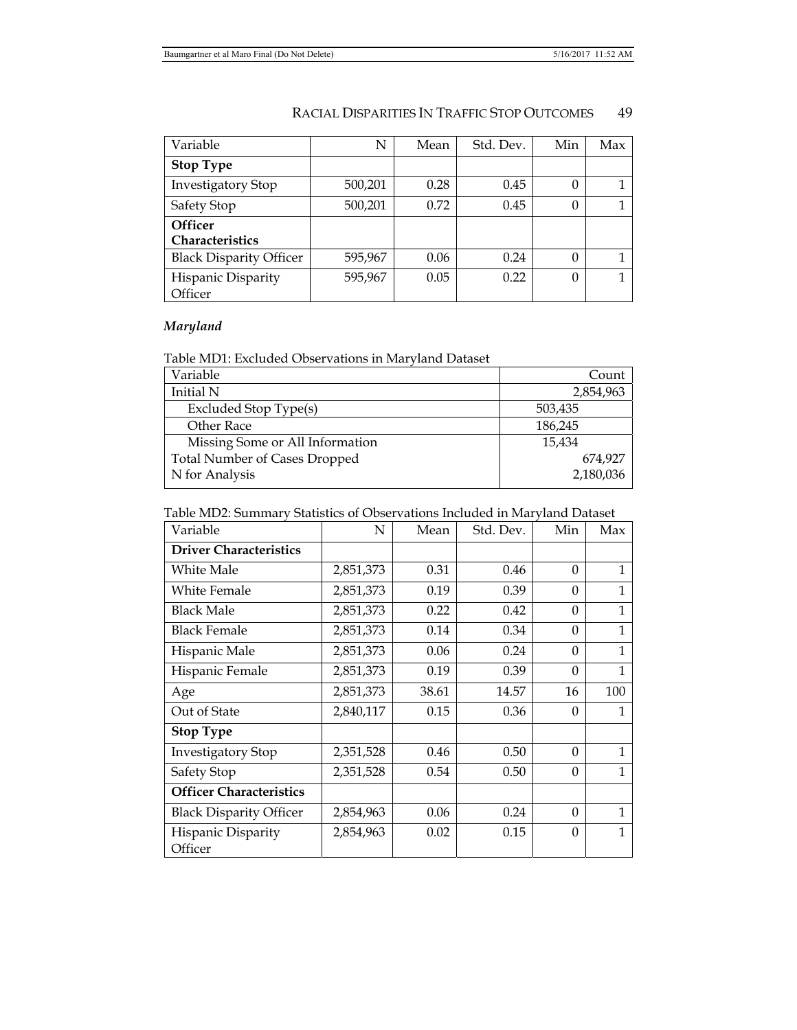| Variable | N | Mean | Std. Dev. | Min | Max |
|---|---|---|---|---|---|
| **Stop Type** | | | | | |
| Investigatory Stop | 500,201 | 0.28 | 0.45 | 0 | 1 |
| Safety Stop | 500,201 | 0.72 | 0.45 | 0 | 1 |
| **Officer Characteristics** | | | | | |
| Black Disparity Officer | 595,967 | 0.06 | 0.24 | 0 | 1 |
| Hispanic Disparity Officer | 595,967 | 0.05 | 0.22 | 0 | 1 |

### *Maryland*

Table MD1: Excluded Observations in Maryland Dataset

| Variable | Count |
|---|---|
| Initial N | 2,854,963 |
| Excluded Stop Type(s) | 503,435 |
| Other Race | 186,245 |
| Missing Some or All Information | 15,434 |
| Total Number of Cases Dropped | 674,927 |
| N for Analysis | 2,180,036 |

Table MD2: Summary Statistics of Observations Included in Maryland Dataset

| Variable | N | Mean | Std. Dev. | Min | Max |
|---|---|---|---|---|---|
| **Driver Characteristics** | | | | | |
| White Male | 2,851,373 | 0.31 | 0.46 | 0 | 1 |
| White Female | 2,851,373 | 0.19 | 0.39 | 0 | 1 |
| Black Male | 2,851,373 | 0.22 | 0.42 | 0 | 1 |
| Black Female | 2,851,373 | 0.14 | 0.34 | 0 | 1 |
| Hispanic Male | 2,851,373 | 0.06 | 0.24 | 0 | 1 |
| Hispanic Female | 2,851,373 | 0.19 | 0.39 | 0 | 1 |
| Age | 2,851,373 | 38.61 | 14.57 | 16 | 100 |
| Out of State | 2,840,117 | 0.15 | 0.36 | 0 | 1 |
| **Stop Type** | | | | | |
| Investigatory Stop | 2,351,528 | 0.46 | 0.50 | 0 | 1 |
| Safety Stop | 2,351,528 | 0.54 | 0.50 | 0 | 1 |
| **Officer Characteristics** | | | | | |
| Black Disparity Officer | 2,854,963 | 0.06 | 0.24 | 0 | 1 |
| Hispanic Disparity Officer | 2,854,963 | 0.02 | 0.15 | 0 | 1 |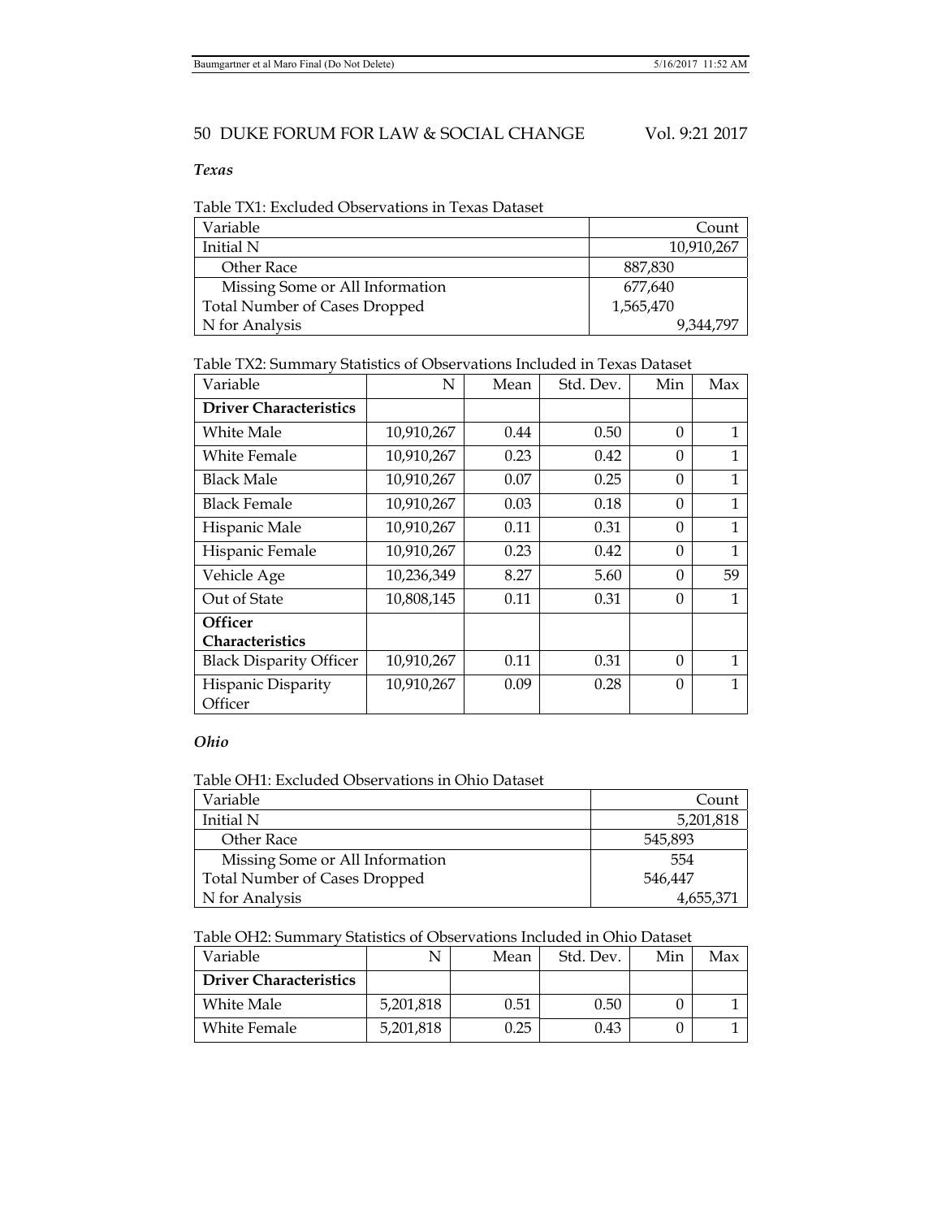***Texas***

Table TX1: Excluded Observations in Texas Dataset

| Variable | Count |
|---|---|
| Initial N | 10,910,267 |
| Other Race | 887,830 |
| Missing Some or All Information | 677,640 |
| Total Number of Cases Dropped | 1,565,470 |
| N for Analysis | 9,344,797 |

Table TX2: Summary Statistics of Observations Included in Texas Dataset

| Variable | N | Mean | Std. Dev. | Min | Max |
|---|---|---|---|---|---|
| **Driver Characteristics** | | | | | |
| White Male | 10,910,267 | 0.44 | 0.50 | 0 | 1 |
| White Female | 10,910,267 | 0.23 | 0.42 | 0 | 1 |
| Black Male | 10,910,267 | 0.07 | 0.25 | 0 | 1 |
| Black Female | 10,910,267 | 0.03 | 0.18 | 0 | 1 |
| Hispanic Male | 10,910,267 | 0.11 | 0.31 | 0 | 1 |
| Hispanic Female | 10,910,267 | 0.23 | 0.42 | 0 | 1 |
| Vehicle Age | 10,236,349 | 8.27 | 5.60 | 0 | 59 |
| Out of State | 10,808,145 | 0.11 | 0.31 | 0 | 1 |
| **Officer Characteristics** | | | | | |
| Black Disparity Officer | 10,910,267 | 0.11 | 0.31 | 0 | 1 |
| Hispanic Disparity Officer | 10,910,267 | 0.09 | 0.28 | 0 | 1 |

***Ohio***

Table OH1: Excluded Observations in Ohio Dataset

| Variable | Count |
|---|---|
| Initial N | 5,201,818 |
| Other Race | 545,893 |
| Missing Some or All Information | 554 |
| Total Number of Cases Dropped | 546,447 |
| N for Analysis | 4,655,371 |

Table OH2: Summary Statistics of Observations Included in Ohio Dataset

| Variable | N | Mean | Std. Dev. | Min | Max |
|---|---|---|---|---|---|
| **Driver Characteristics** | | | | | |
| White Male | 5,201,818 | 0.51 | 0.50 | 0 | 1 |
| White Female | 5,201,818 | 0.25 | 0.43 | 0 | 1 |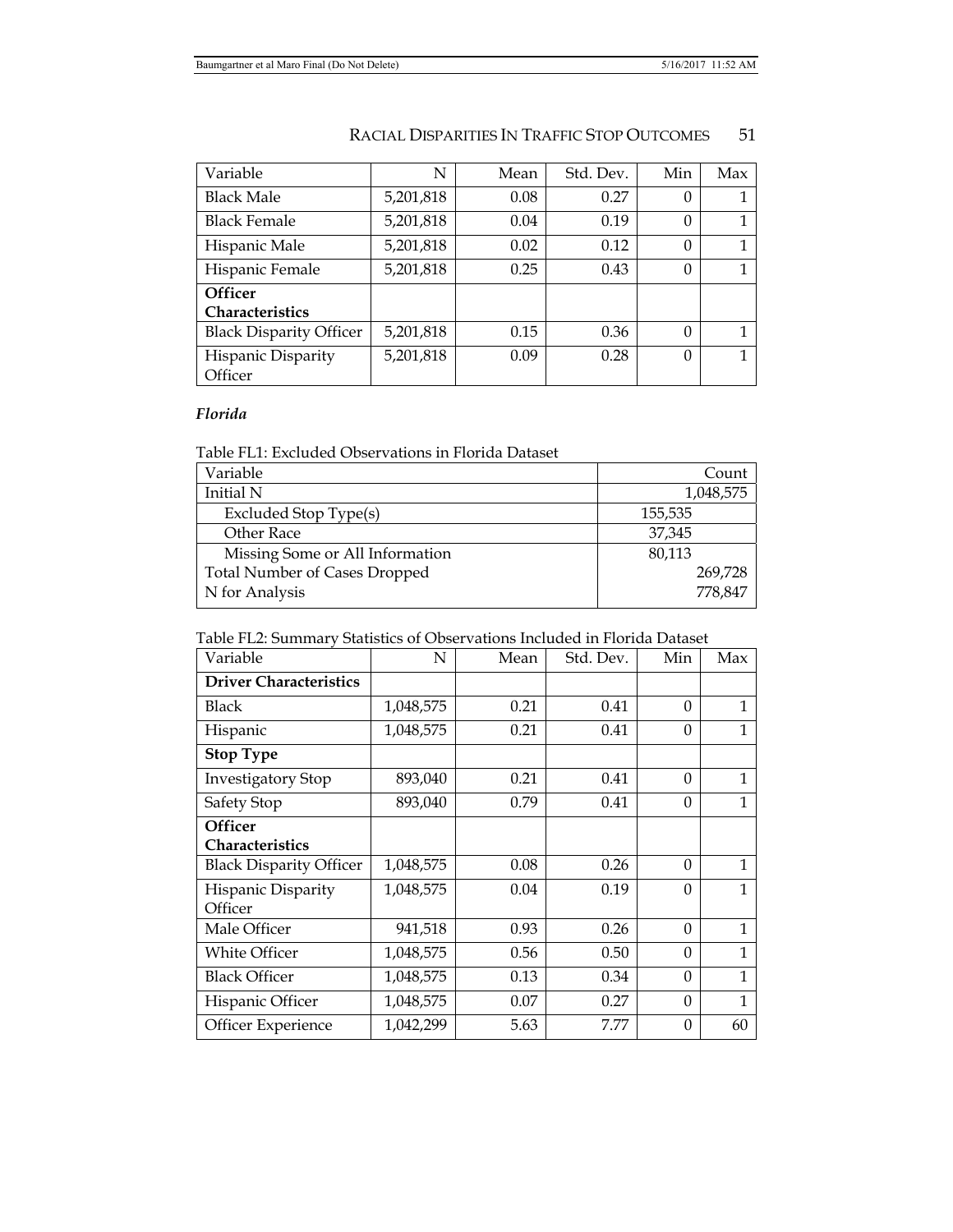| Variable | N | Mean | Std. Dev. | Min | Max |
|---|---|---|---|---|---|
| Black Male | 5,201,818 | 0.08 | 0.27 | 0 | 1 |
| Black Female | 5,201,818 | 0.04 | 0.19 | 0 | 1 |
| Hispanic Male | 5,201,818 | 0.02 | 0.12 | 0 | 1 |
| Hispanic Female | 5,201,818 | 0.25 | 0.43 | 0 | 1 |
| **Officer Characteristics** | | | | | |
| Black Disparity Officer | 5,201,818 | 0.15 | 0.36 | 0 | 1 |
| Hispanic Disparity Officer | 5,201,818 | 0.09 | 0.28 | 0 | 1 |

### *Florida*

Table FL1: Excluded Observations in Florida Dataset

| Variable | Count |
|---|---|
| Initial N | 1,048,575 |
| Excluded Stop Type(s) | 155,535 |
| Other Race | 37,345 |
| Missing Some or All Information | 80,113 |
| Total Number of Cases Dropped | 269,728 |
| N for Analysis | 778,847 |

Table FL2: Summary Statistics of Observations Included in Florida Dataset

| Variable | N | Mean | Std. Dev. | Min | Max |
|---|---|---|---|---|---|
| **Driver Characteristics** | | | | | |
| Black | 1,048,575 | 0.21 | 0.41 | 0 | 1 |
| Hispanic | 1,048,575 | 0.21 | 0.41 | 0 | 1 |
| **Stop Type** | | | | | |
| Investigatory Stop | 893,040 | 0.21 | 0.41 | 0 | 1 |
| Safety Stop | 893,040 | 0.79 | 0.41 | 0 | 1 |
| **Officer Characteristics** | | | | | |
| Black Disparity Officer | 1,048,575 | 0.08 | 0.26 | 0 | 1 |
| Hispanic Disparity Officer | 1,048,575 | 0.04 | 0.19 | 0 | 1 |
| Male Officer | 941,518 | 0.93 | 0.26 | 0 | 1 |
| White Officer | 1,048,575 | 0.56 | 0.50 | 0 | 1 |
| Black Officer | 1,048,575 | 0.13 | 0.34 | 0 | 1 |
| Hispanic Officer | 1,048,575 | 0.07 | 0.27 | 0 | 1 |
| Officer Experience | 1,042,299 | 5.63 | 7.77 | 0 | 60 |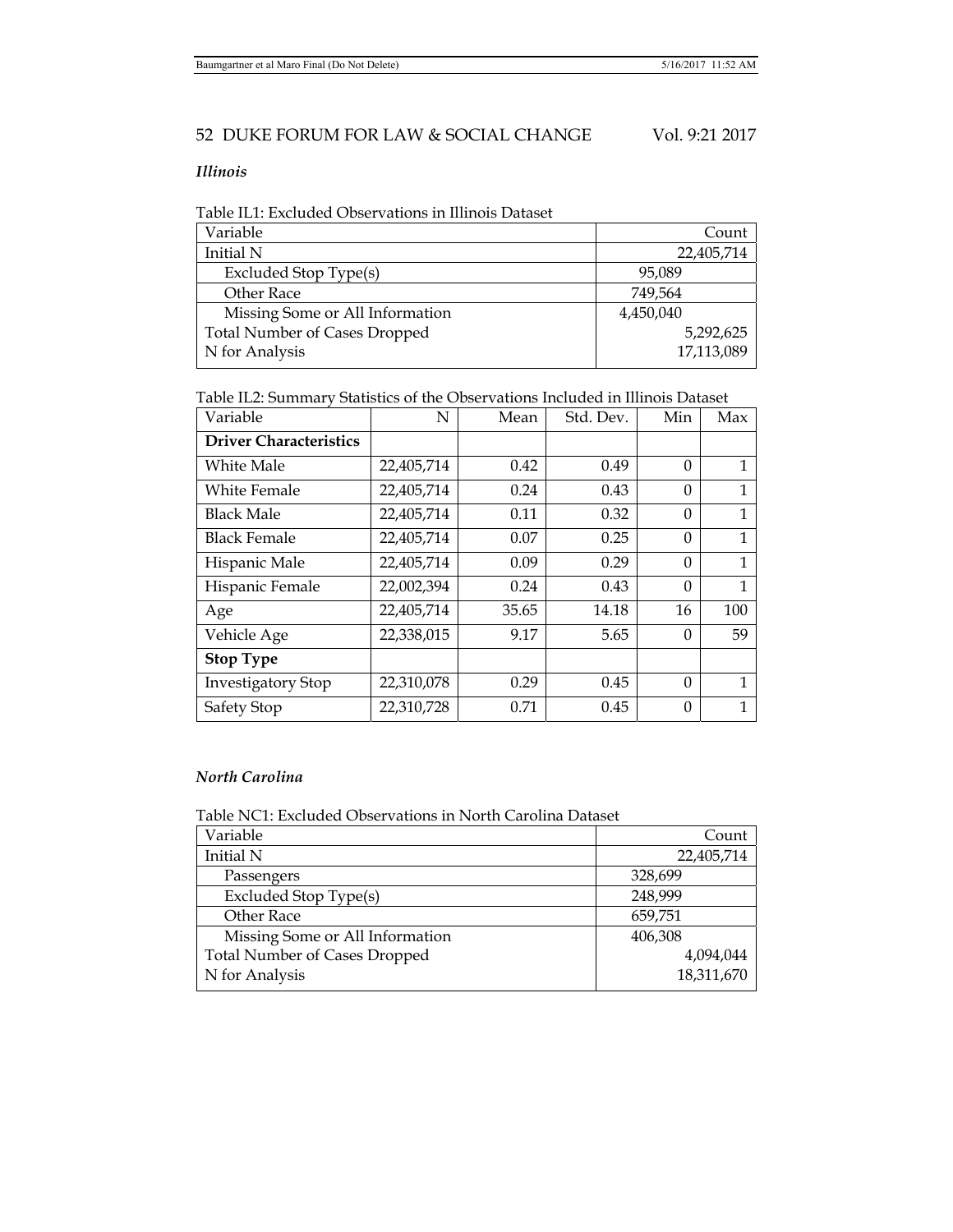### *Illinois*

Table IL1: Excluded Observations in Illinois Dataset

| Variable | Count |
|---|---|
| Initial N | 22,405,714 |
| Excluded Stop Type(s) | 95,089 |
| Other Race | 749,564 |
| Missing Some or All Information | 4,450,040 |
| Total Number of Cases Dropped | 5,292,625 |
| N for Analysis | 17,113,089 |

Table IL2: Summary Statistics of the Observations Included in Illinois Dataset

| Variable | N | Mean | Std. Dev. | Min | Max |
|---|---|---|---|---|---|
| **Driver Characteristics** | | | | | |
| White Male | 22,405,714 | 0.42 | 0.49 | 0 | 1 |
| White Female | 22,405,714 | 0.24 | 0.43 | 0 | 1 |
| Black Male | 22,405,714 | 0.11 | 0.32 | 0 | 1 |
| Black Female | 22,405,714 | 0.07 | 0.25 | 0 | 1 |
| Hispanic Male | 22,405,714 | 0.09 | 0.29 | 0 | 1 |
| Hispanic Female | 22,002,394 | 0.24 | 0.43 | 0 | 1 |
| Age | 22,405,714 | 35.65 | 14.18 | 16 | 100 |
| Vehicle Age | 22,338,015 | 9.17 | 5.65 | 0 | 59 |
| **Stop Type** | | | | | |
| Investigatory Stop | 22,310,078 | 0.29 | 0.45 | 0 | 1 |
| Safety Stop | 22,310,728 | 0.71 | 0.45 | 0 | 1 |

### *North Carolina*

Table NC1: Excluded Observations in North Carolina Dataset

| Variable | Count |
|---|---|
| Initial N | 22,405,714 |
| Passengers | 328,699 |
| Excluded Stop Type(s) | 248,999 |
| Other Race | 659,751 |
| Missing Some or All Information | 406,308 |
| Total Number of Cases Dropped | 4,094,044 |
| N for Analysis | 18,311,670 |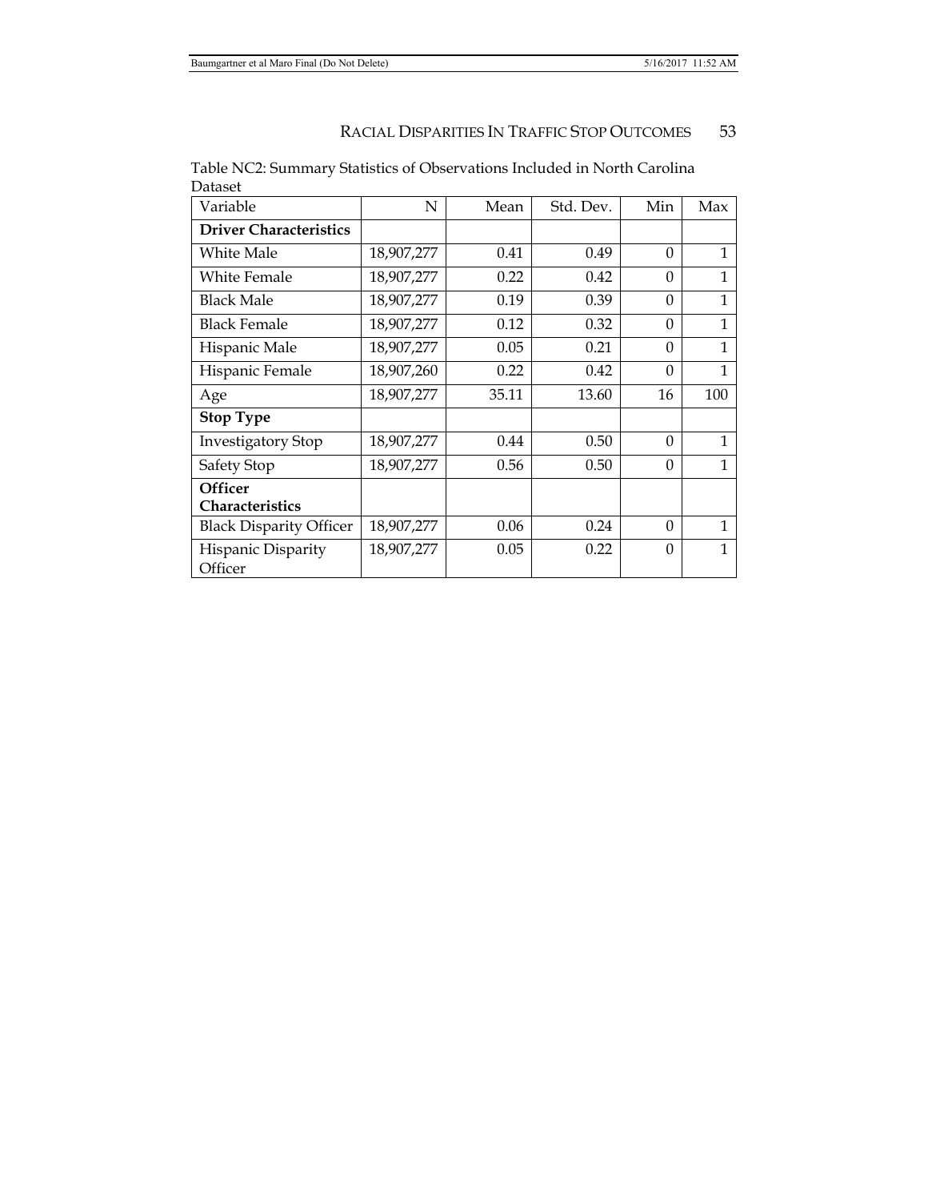Table NC2: Summary Statistics of Observations Included in North Carolina Dataset

| Variable | N | Mean | Std. Dev. | Min | Max |
|---|---|---|---|---|---|
| **Driver Characteristics** | | | | | |
| White Male | 18,907,277 | 0.41 | 0.49 | 0 | 1 |
| White Female | 18,907,277 | 0.22 | 0.42 | 0 | 1 |
| Black Male | 18,907,277 | 0.19 | 0.39 | 0 | 1 |
| Black Female | 18,907,277 | 0.12 | 0.32 | 0 | 1 |
| Hispanic Male | 18,907,277 | 0.05 | 0.21 | 0 | 1 |
| Hispanic Female | 18,907,260 | 0.22 | 0.42 | 0 | 1 |
| Age | 18,907,277 | 35.11 | 13.60 | 16 | 100 |
| **Stop Type** | | | | | |
| Investigatory Stop | 18,907,277 | 0.44 | 0.50 | 0 | 1 |
| Safety Stop | 18,907,277 | 0.56 | 0.50 | 0 | 1 |
| **Officer Characteristics** | | | | | |
| Black Disparity Officer | 18,907,277 | 0.06 | 0.24 | 0 | 1 |
| Hispanic Disparity Officer | 18,907,277 | 0.05 | 0.22 | 0 | 1 |